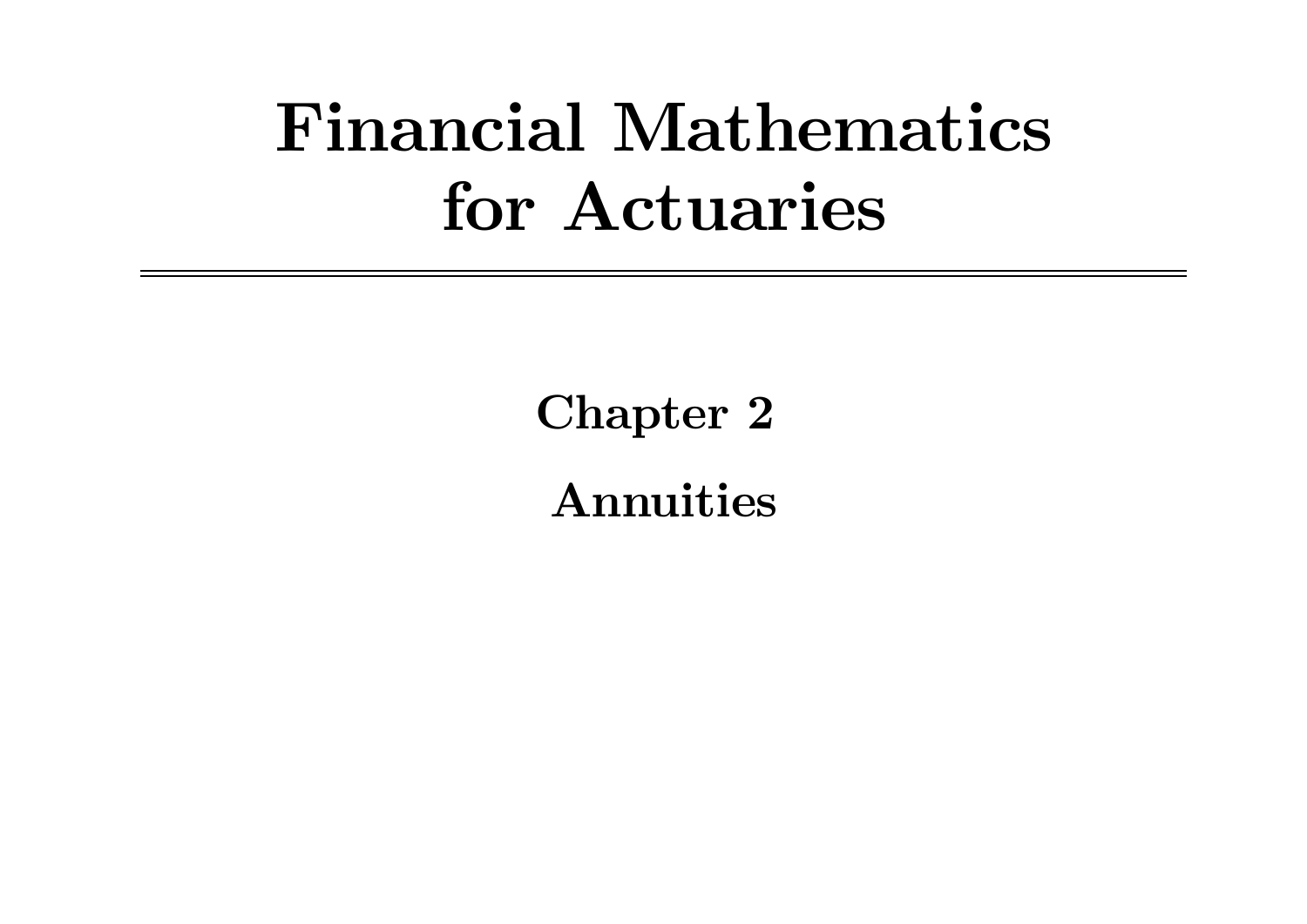# Financial Mathematics for Actuaries

---

## Chapter 2

## Annuities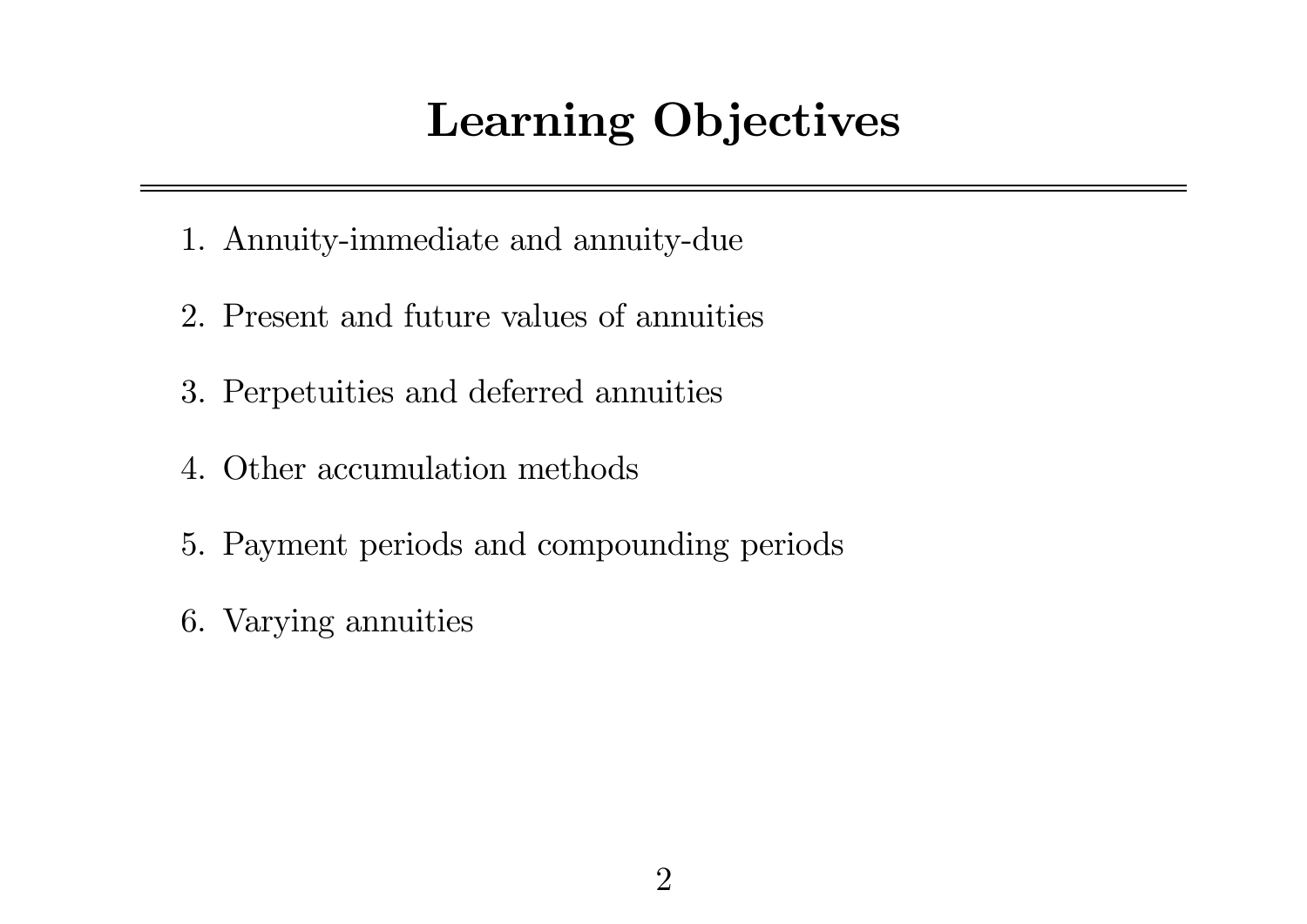# Learning Objectives

1. Annuity-immediate and annuity-due
2. Present and future values of annuities
3. Perpetuities and deferred annuities
4. Other accumulation methods
5. Payment periods and compounding periods
6. Varying annuities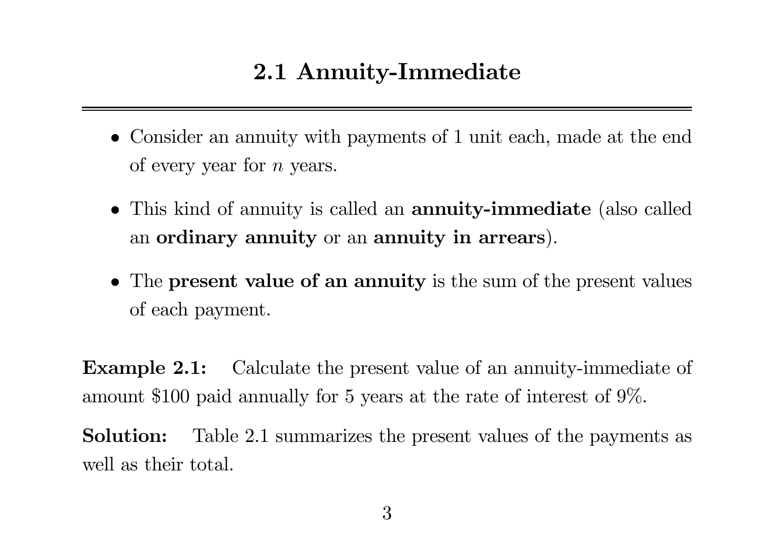## 2.1 Annuity-Immediate

- Consider an annuity with payments of 1 unit each, made at the end of every year for $n$ years.
- This kind of annuity is called an **annuity-immediate** (also called an **ordinary annuity** or an **annuity in arrears**).
- The **present value of an annuity** is the sum of the present values of each payment.

**Example 2.1:** Calculate the present value of an annuity-immediate of amount \$100 paid annually for 5 years at the rate of interest of 9%.

**Solution:** Table 2.1 summarizes the present values of the payments as well as their total.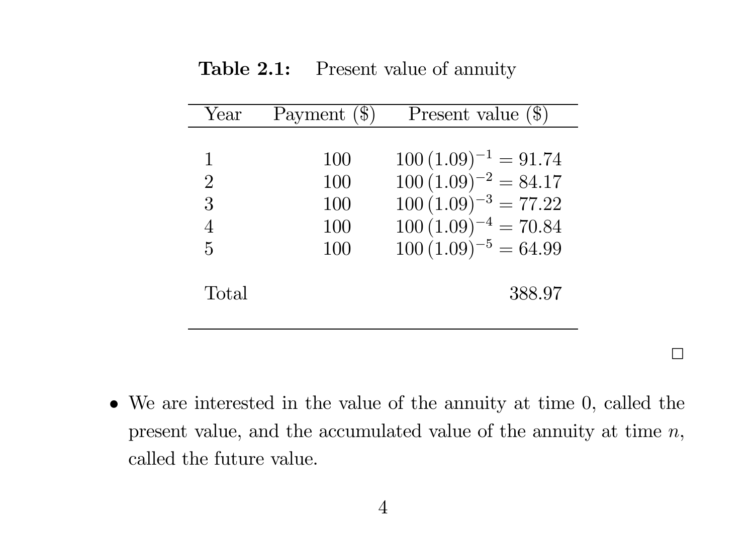**Table 2.1:** Present value of annuity

| Year | Payment ($) | Present value ($) |
|---|---|---|
| 1 | 100 | $100\,(1.09)^{-1} = 91.74$ |
| 2 | 100 | $100\,(1.09)^{-2} = 84.17$ |
| 3 | 100 | $100\,(1.09)^{-3} = 77.22$ |
| 4 | 100 | $100\,(1.09)^{-4} = 70.84$ |
| 5 | 100 | $100\,(1.09)^{-5} = 64.99$ |
| Total | | 388.97 |

□

- We are interested in the value of the annuity at time 0, called the present value, and the accumulated value of the annuity at time $n$, called the future value.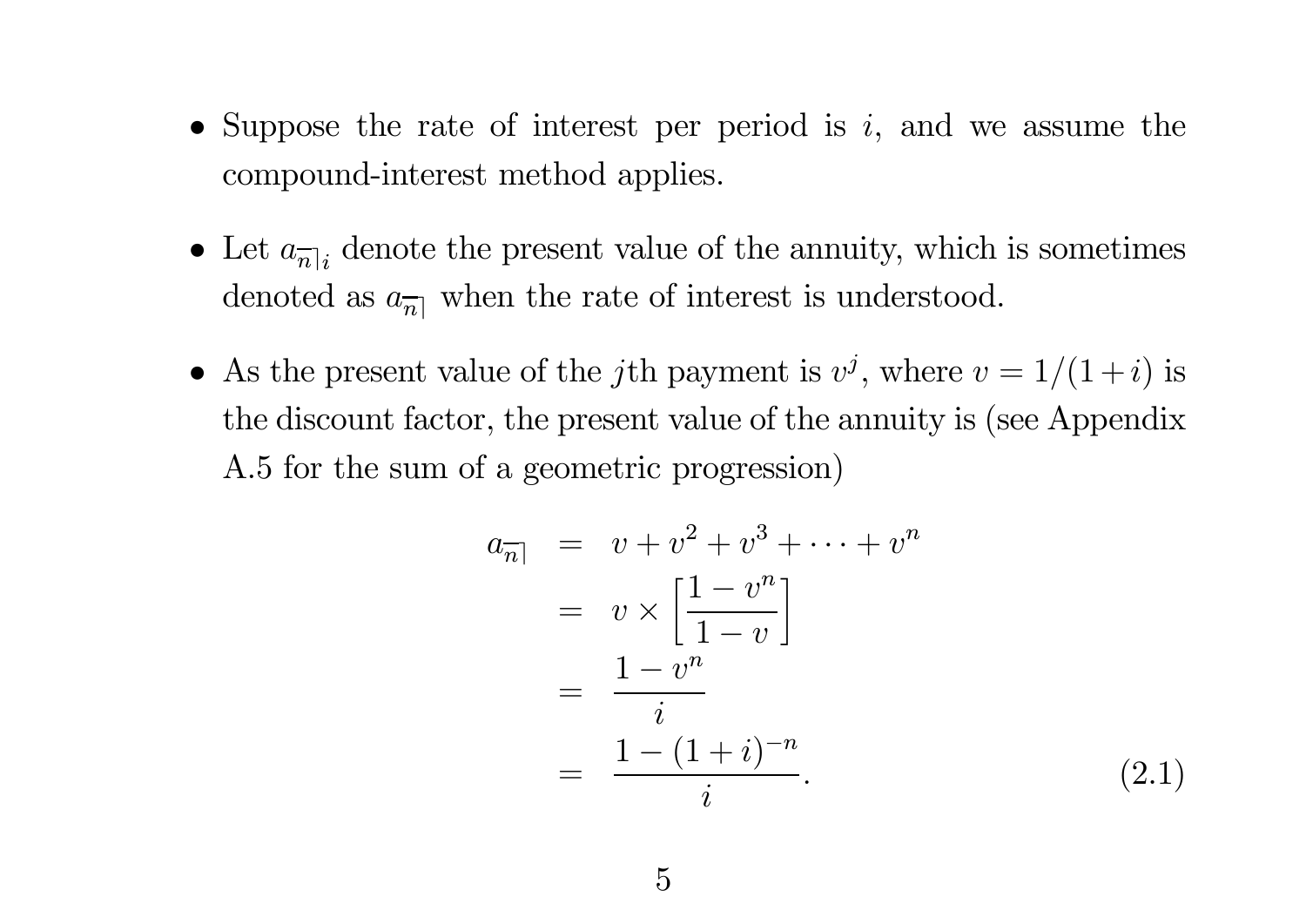- Suppose the rate of interest per period is $i$, and we assume the compound-interest method applies.

- Let $a_{\overline{n}|i}$ denote the present value of the annuity, which is sometimes denoted as $a_{\overline{n}|}$ when the rate of interest is understood.

- As the present value of the $j$th payment is $v^j$, where $v = 1/(1+i)$ is the discount factor, the present value of the annuity is (see Appendix A.5 for the sum of a geometric progression)

$$
\begin{aligned}
a_{\overline{n}|} &= v + v^2 + v^3 + \cdots + v^n \\
&= v \times \left[ \frac{1 - v^n}{1 - v} \right] \\
&= \frac{1 - v^n}{i} \\
&= \frac{1 - (1+i)^{-n}}{i}.
\end{aligned}
\tag{2.1}
$$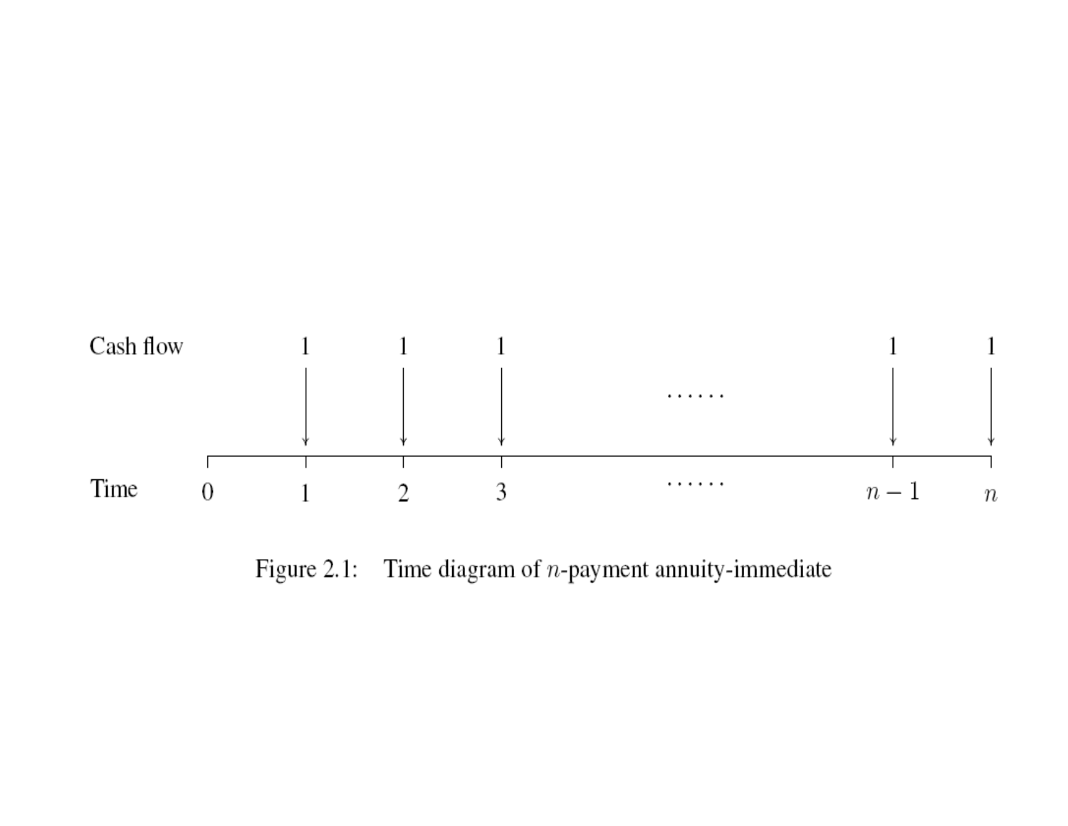Figure 2.1: Time diagram of $n$-payment annuity-immediate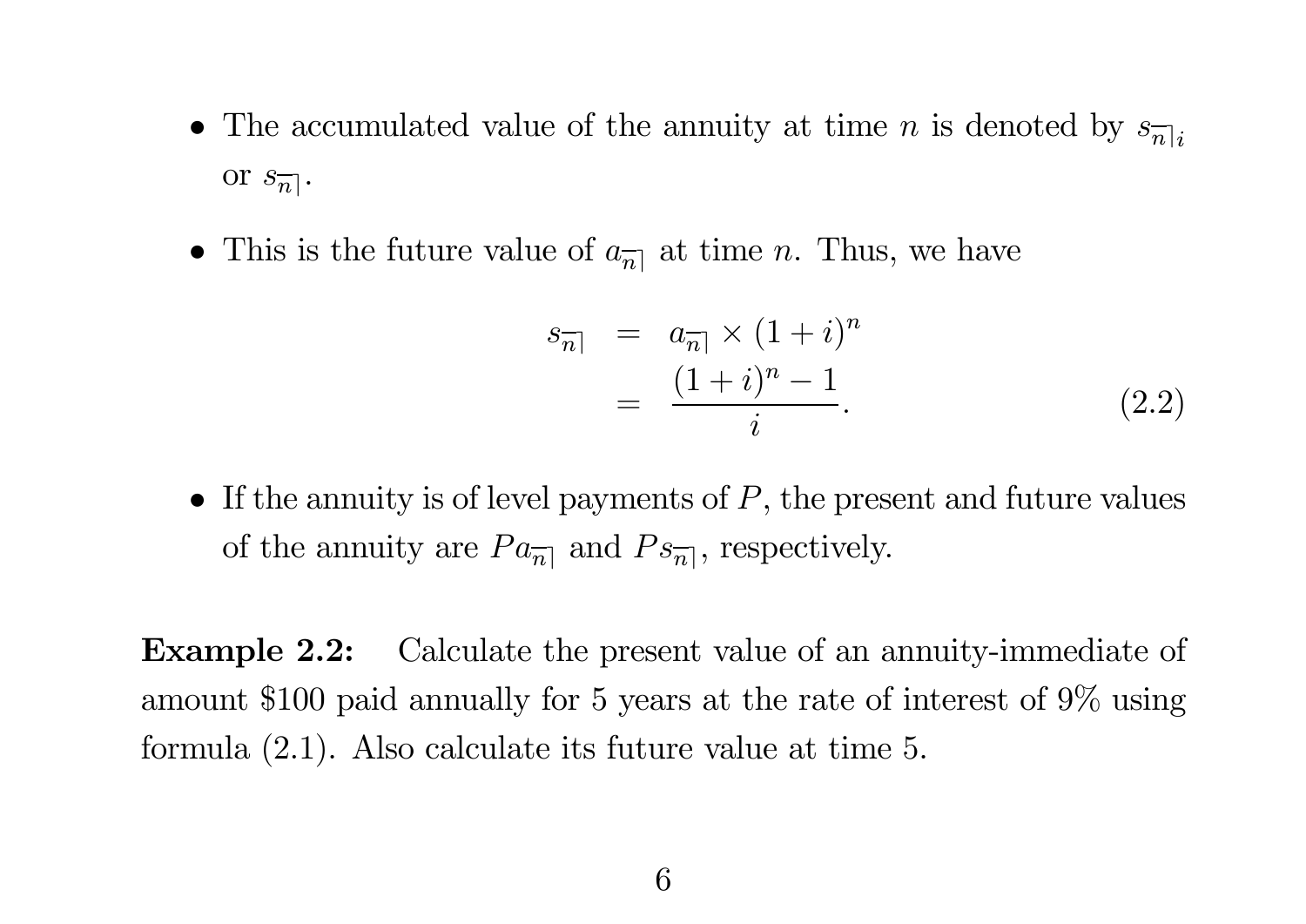- The accumulated value of the annuity at time $n$ is denoted by $s_{\overline{n|}i}$ or $s_{\overline{n|}}$.

- This is the future value of $a_{\overline{n|}}$ at time $n$. Thus, we have

$$
\begin{aligned}
s_{\overline{n|}} &= a_{\overline{n|}} \times (1+i)^n \\
&= \frac{(1+i)^n - 1}{i}.
\end{aligned}
\tag{2.2}
$$

- If the annuity is of level payments of $P$, the present and future values of the annuity are $Pa_{\overline{n|}}$ and $Ps_{\overline{n|}}$, respectively.

**Example 2.2:** Calculate the present value of an annuity-immediate of amount \$100 paid annually for 5 years at the rate of interest of 9% using formula (2.1). Also calculate its future value at time 5.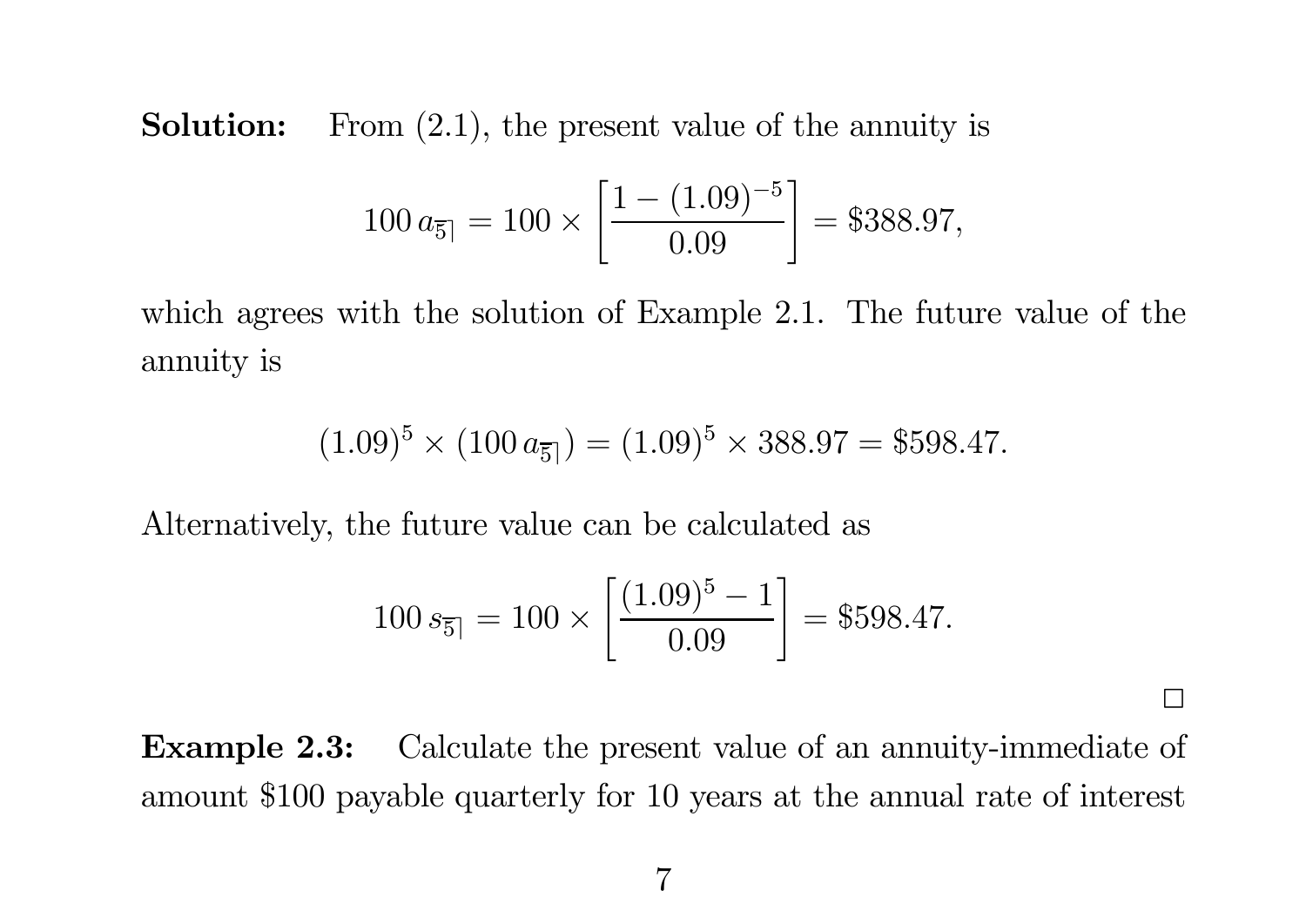**Solution:** From (2.1), the present value of the annuity is

$$100\, a_{\overline{5}|} = 100 \times \left[\frac{1 - (1.09)^{-5}}{0.09}\right] = \$388.97,$$

which agrees with the solution of Example 2.1. The future value of the annuity is

$$(1.09)^5 \times (100\, a_{\overline{5}|}) = (1.09)^5 \times 388.97 = \$598.47.$$

Alternatively, the future value can be calculated as

$$100\, s_{\overline{5}|} = 100 \times \left[\frac{(1.09)^5 - 1}{0.09}\right] = \$598.47.$$

□

**Example 2.3:** Calculate the present value of an annuity-immediate of amount \$100 payable quarterly for 10 years at the annual rate of interest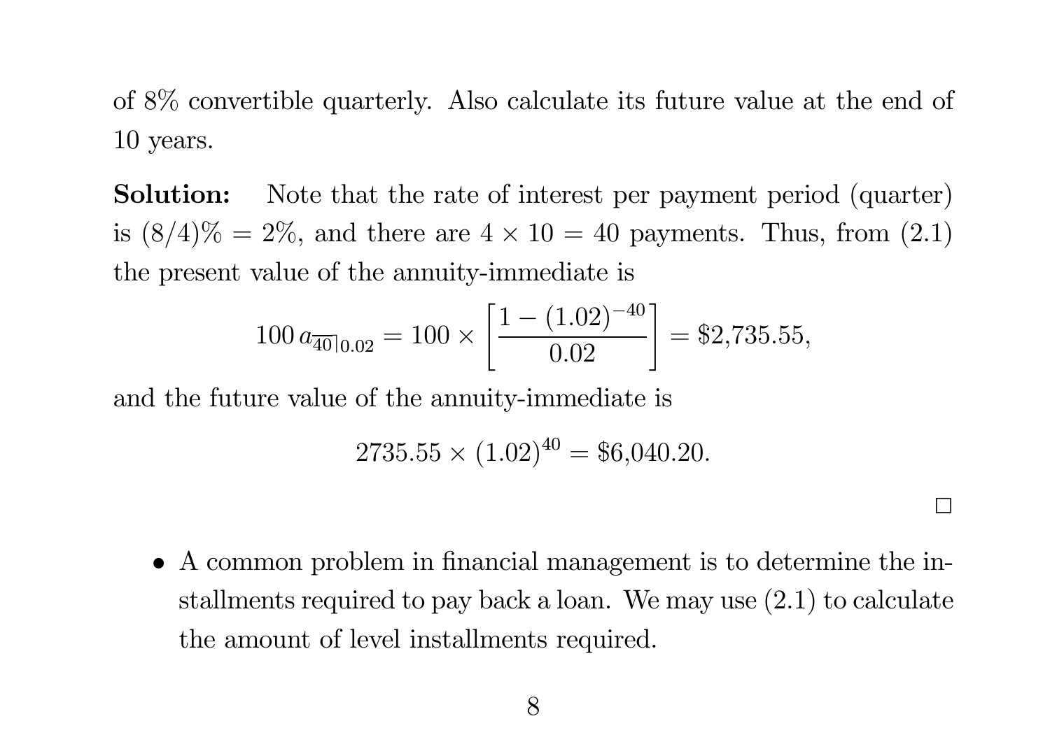of 8% convertible quarterly. Also calculate its future value at the end of 10 years.

**Solution:** Note that the rate of interest per payment period (quarter) is $(8/4)\% = 2\%$, and there are $4 \times 10 = 40$ payments. Thus, from (2.1) the present value of the annuity-immediate is

$$100\, a_{\overline{40}|0.02} = 100 \times \left[\frac{1 - (1.02)^{-40}}{0.02}\right] = \$2{,}735.55,$$

and the future value of the annuity-immediate is

$$2735.55 \times (1.02)^{40} = \$6{,}040.20.$$

□

- A common problem in financial management is to determine the installments required to pay back a loan. We may use (2.1) to calculate the amount of level installments required.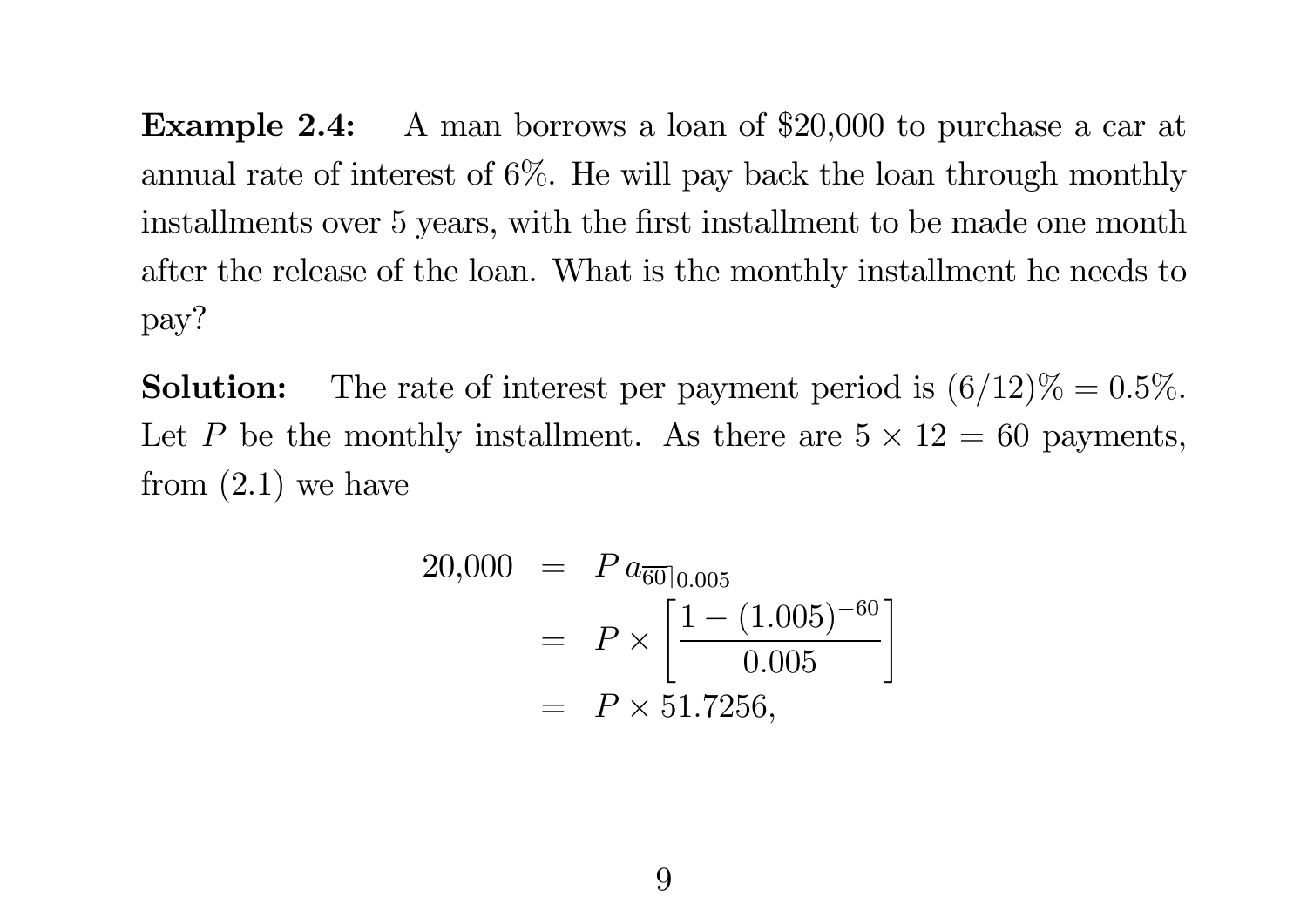**Example 2.4:** A man borrows a loan of \$20,000 to purchase a car at annual rate of interest of 6%. He will pay back the loan through monthly installments over 5 years, with the first installment to be made one month after the release of the loan. What is the monthly installment he needs to pay?

**Solution:** The rate of interest per payment period is $(6/12)\% = 0.5\%$. Let $P$ be the monthly installment. As there are $5 \times 12 = 60$ payments, from (2.1) we have

$$
\begin{aligned}
20{,}000 &= P\, a_{\overline{60}|0.005} \\
&= P \times \left[\frac{1 - (1.005)^{-60}}{0.005}\right] \\
&= P \times 51.7256,
\end{aligned}
$$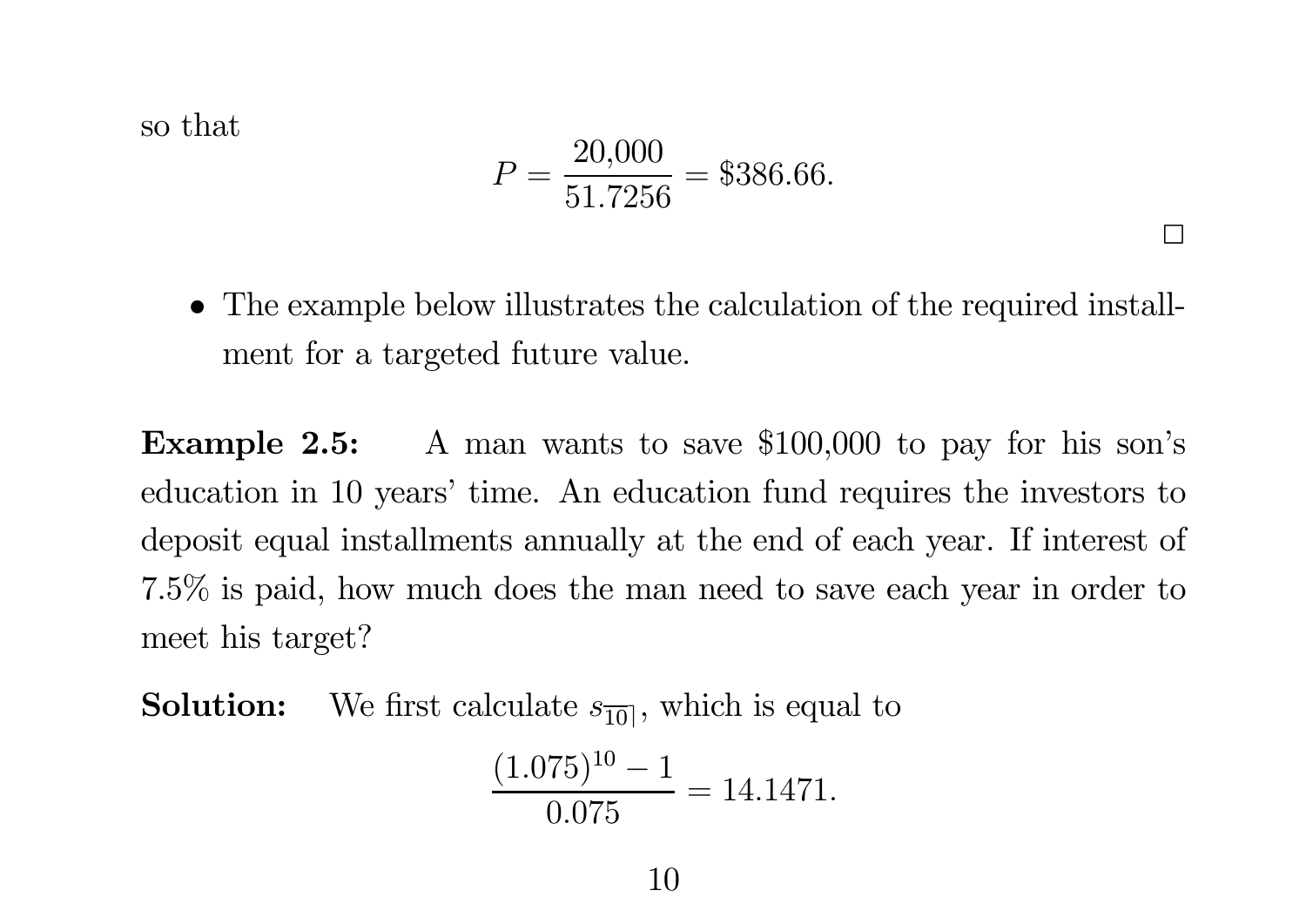so that

$$P = \frac{20{,}000}{51.7256} = \$386.66.$$

□

- The example below illustrates the calculation of the required installment for a targeted future value.

**Example 2.5:** A man wants to save \$100,000 to pay for his son's education in 10 years' time. An education fund requires the investors to deposit equal installments annually at the end of each year. If interest of 7.5% is paid, how much does the man need to save each year in order to meet his target?

**Solution:** We first calculate $s_{\overline{10}|}$, which is equal to

$$\frac{(1.075)^{10} - 1}{0.075} = 14.1471.$$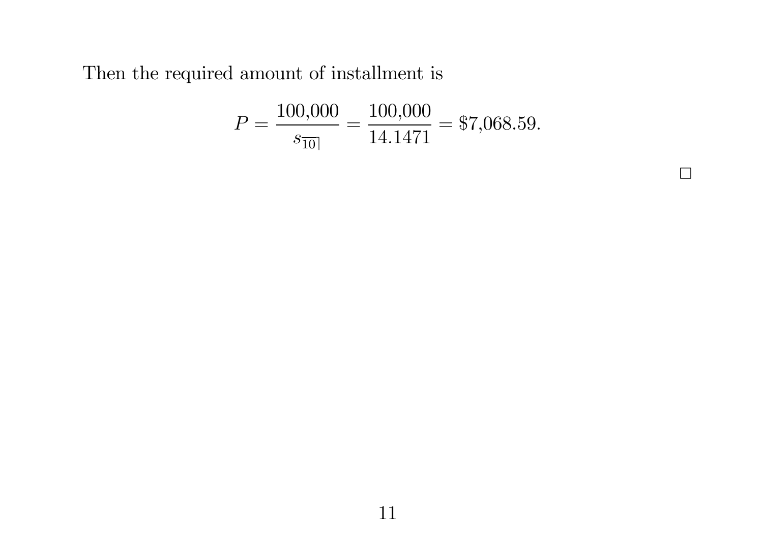Then the required amount of installment is

$$P = \frac{100{,}000}{s_{\overline{10}|}} = \frac{100{,}000}{14.1471} = \$7{,}068.59.$$

□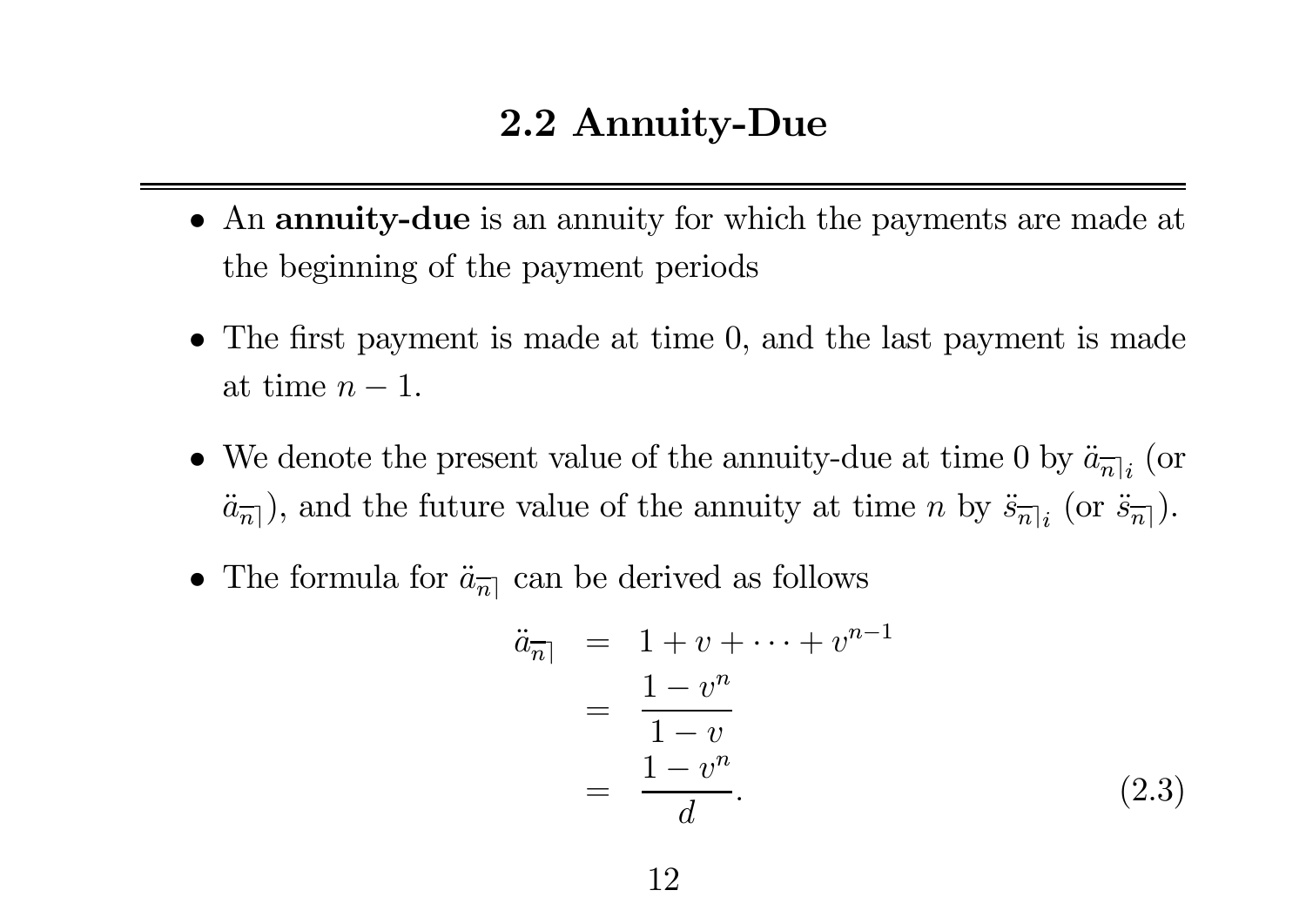## 2.2 Annuity-Due

- An **annuity-due** is an annuity for which the payments are made at the beginning of the payment periods

- The first payment is made at time 0, and the last payment is made at time $n-1$.

- We denote the present value of the annuity-due at time 0 by $\ddot{a}_{\overline{n}|i}$ (or $\ddot{a}_{\overline{n}|}$), and the future value of the annuity at time $n$ by $\ddot{s}_{\overline{n}|i}$ (or $\ddot{s}_{\overline{n}|}$).

- The formula for $\ddot{a}_{\overline{n}|}$ can be derived as follows

$$
\begin{aligned}
\ddot{a}_{\overline{n}|} &= 1 + v + \cdots + v^{n-1} \\
&= \frac{1 - v^n}{1 - v} \\
&= \frac{1 - v^n}{d}.
\end{aligned} \tag{2.3}
$$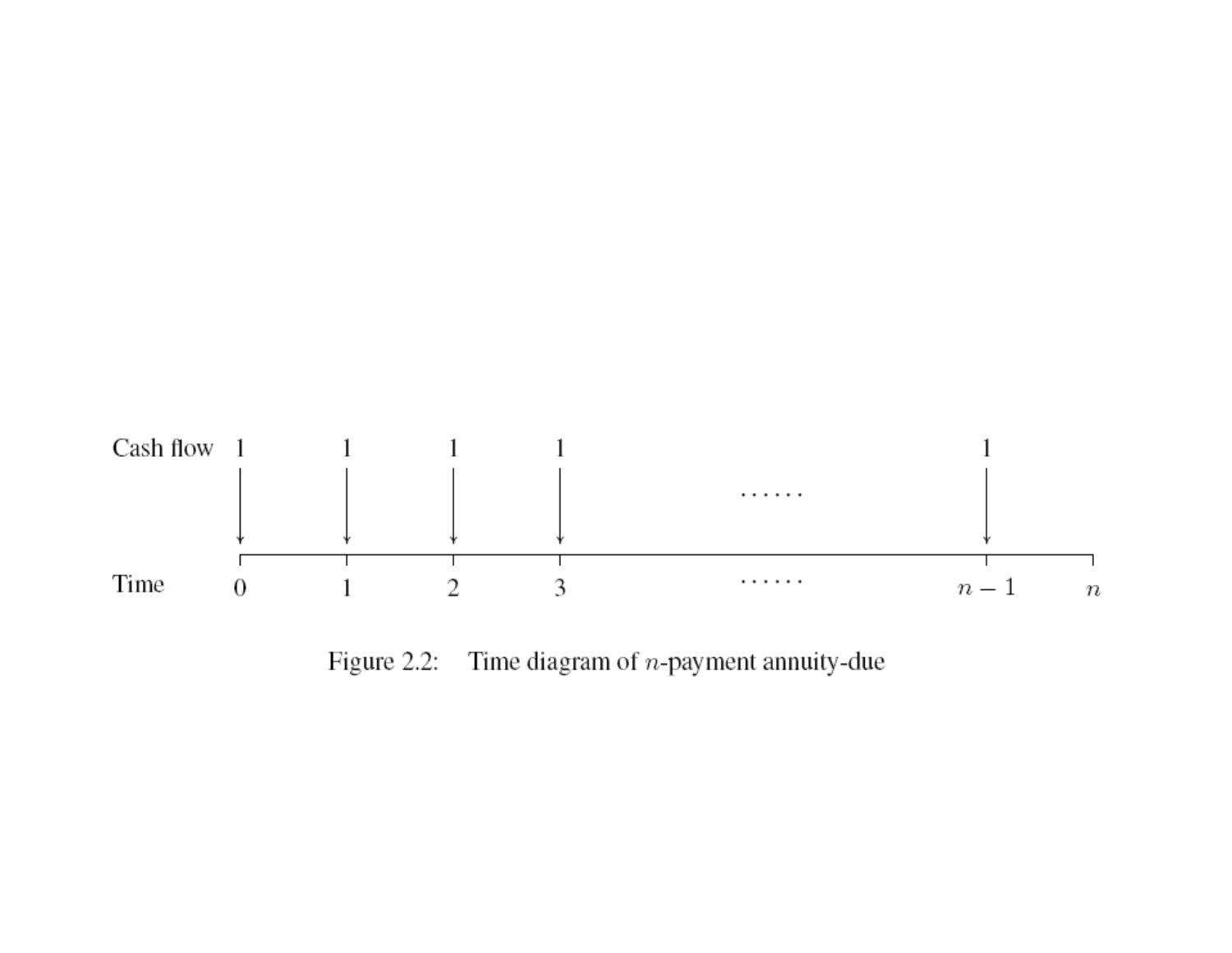| Cash flow | 1 | 1 | 1 | 1 | ······ | 1 | |
|---|---|---|---|---|---|---|---|
| Time | 0 | 1 | 2 | 3 | ······ | $n-1$ | $n$ |

Figure 2.2: Time diagram of $n$-payment annuity-due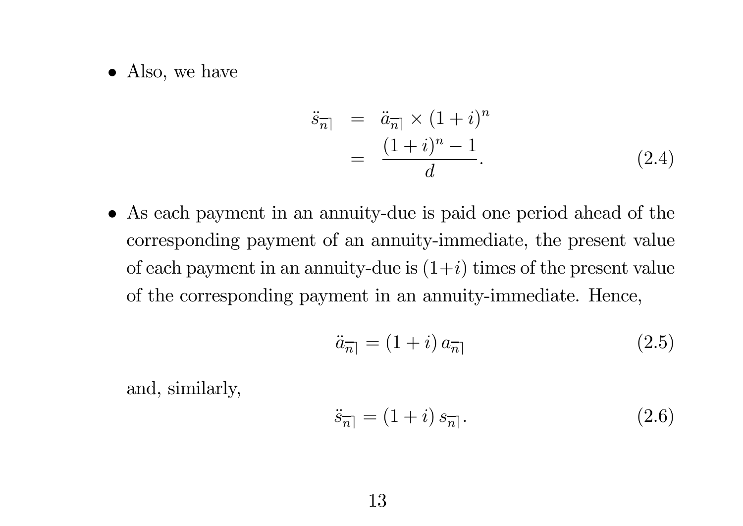- Also, we have

$$\ddot{s}_{\overline{n}|} = \ddot{a}_{\overline{n}|} \times (1+i)^n = \frac{(1+i)^n - 1}{d}. \tag{2.4}$$

- As each payment in an annuity-due is paid one period ahead of the corresponding payment of an annuity-immediate, the present value of each payment in an annuity-due is $(1+i)$ times of the present value of the corresponding payment in an annuity-immediate. Hence,

$$\ddot{a}_{\overline{n}|} = (1+i)\, a_{\overline{n}|} \tag{2.5}$$

and, similarly,

$$\ddot{s}_{\overline{n}|} = (1+i)\, s_{\overline{n}|}. \tag{2.6}$$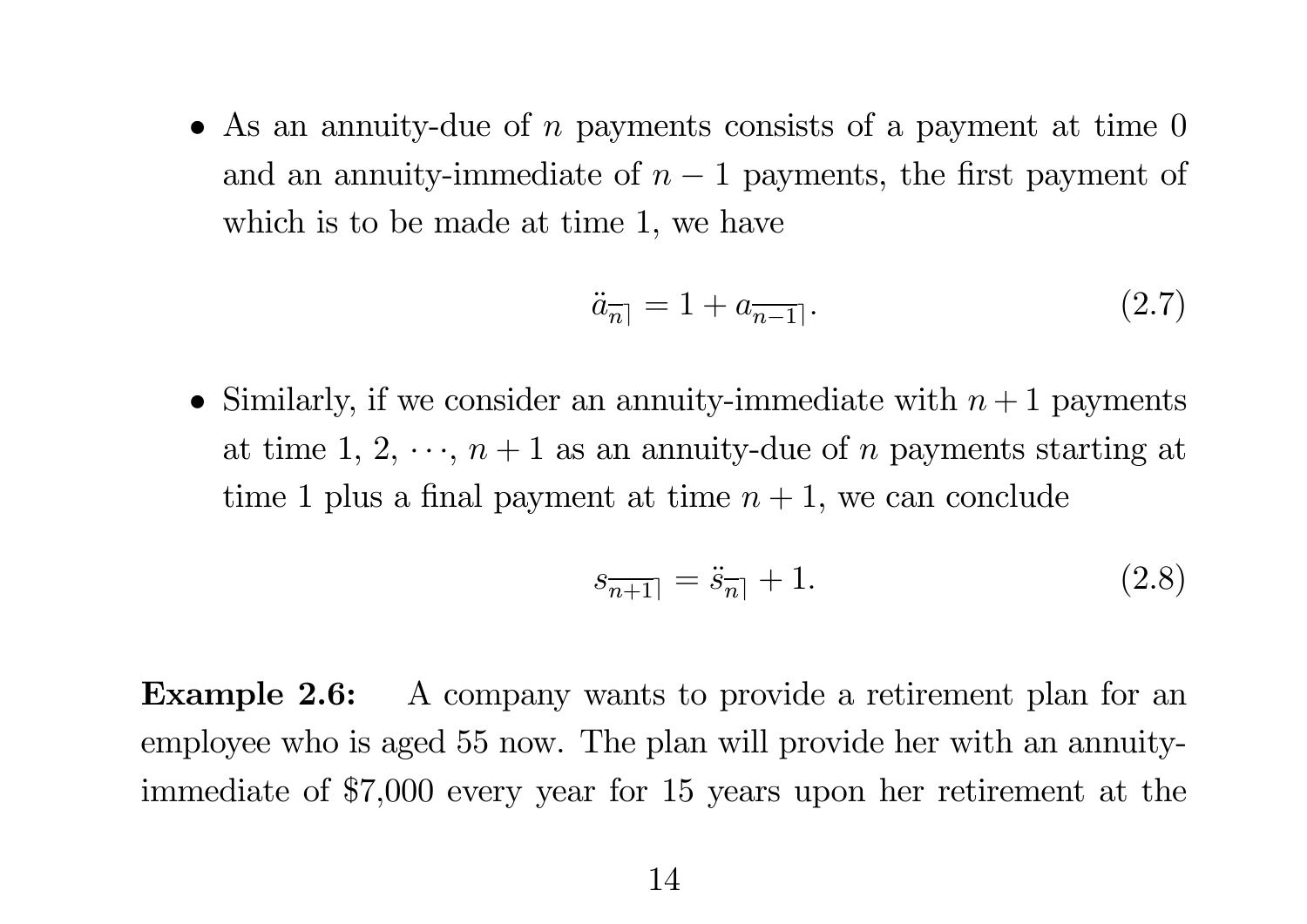- As an annuity-due of $n$ payments consists of a payment at time 0 and an annuity-immediate of $n-1$ payments, the first payment of which is to be made at time 1, we have

$$\ddot{a}_{\overline{n}|} = 1 + a_{\overline{n-1}|}. \tag{2.7}$$

- Similarly, if we consider an annuity-immediate with $n+1$ payments at time 1, 2, $\cdots$, $n+1$ as an annuity-due of $n$ payments starting at time 1 plus a final payment at time $n+1$, we can conclude

$$s_{\overline{n+1}|} = \ddot{s}_{\overline{n}|} + 1. \tag{2.8}$$

**Example 2.6:** A company wants to provide a retirement plan for an employee who is aged 55 now. The plan will provide her with an annuity-immediate of \$7,000 every year for 15 years upon her retirement at the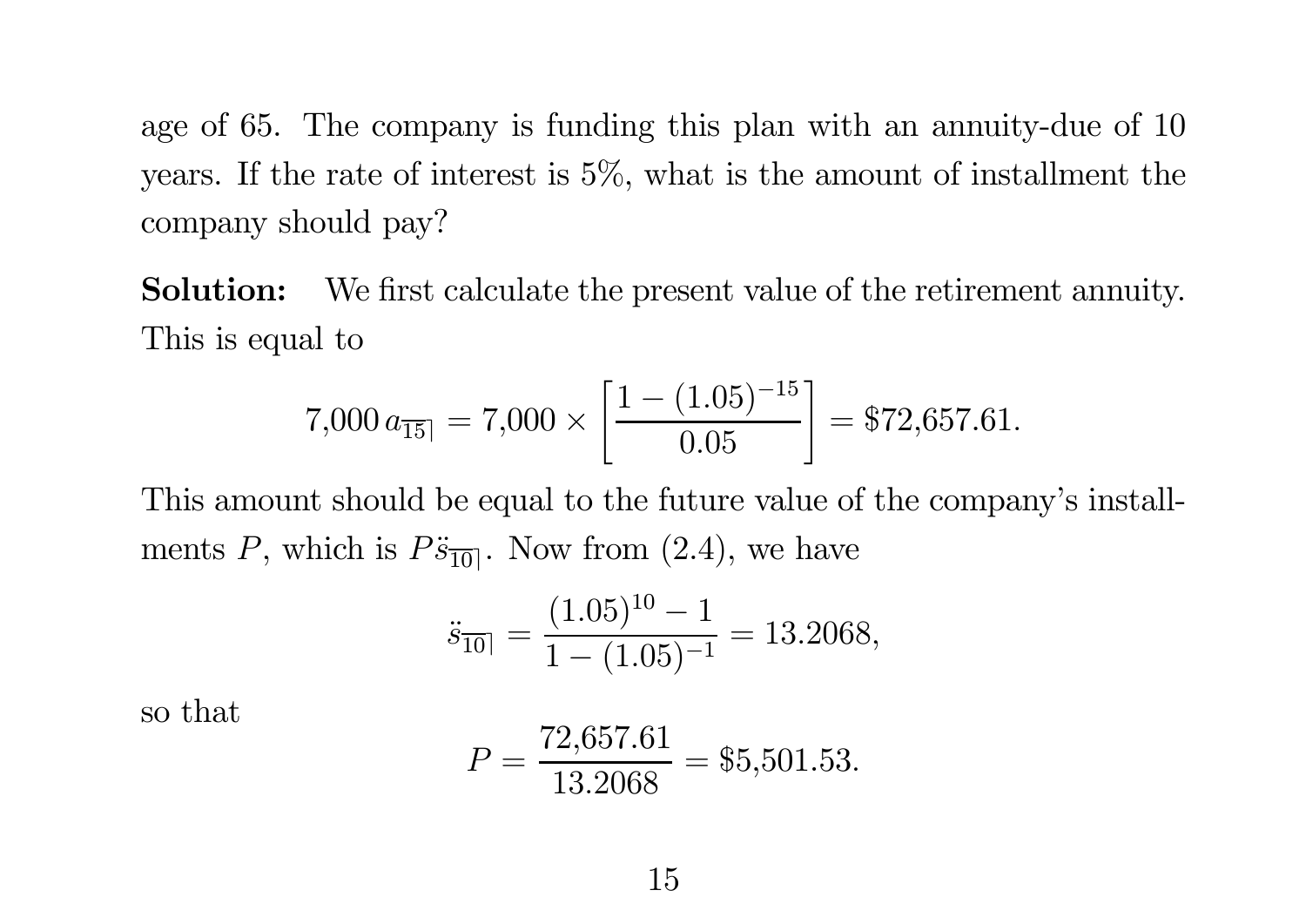age of 65. The company is funding this plan with an annuity-due of 10 years. If the rate of interest is 5%, what is the amount of installment the company should pay?

**Solution:** We first calculate the present value of the retirement annuity. This is equal to

$$7{,}000\, a_{\overline{15}|} = 7{,}000 \times \left[\frac{1 - (1.05)^{-15}}{0.05}\right] = \$72{,}657.61.$$

This amount should be equal to the future value of the company's installments $P$, which is $P\ddot{s}_{\overline{10}|}$. Now from (2.4), we have

$$\ddot{s}_{\overline{10}|} = \frac{(1.05)^{10} - 1}{1 - (1.05)^{-1}} = 13.2068,$$

so that

$$P = \frac{72{,}657.61}{13.2068} = \$5{,}501.53.$$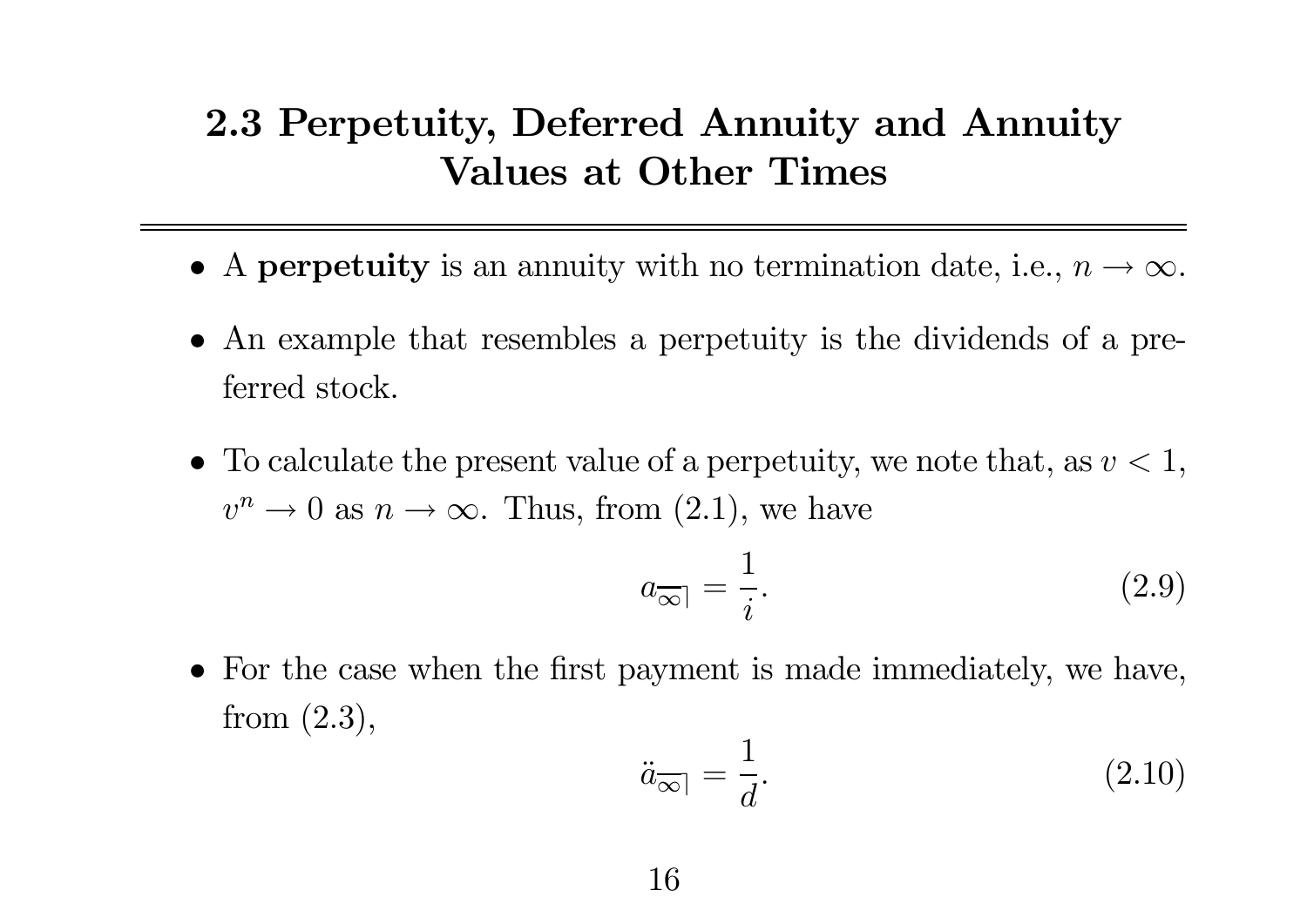## 2.3 Perpetuity, Deferred Annuity and Annuity Values at Other Times

- A **perpetuity** is an annuity with no termination date, i.e., $n \to \infty$.

- An example that resembles a perpetuity is the dividends of a preferred stock.

- To calculate the present value of a perpetuity, we note that, as $v < 1$, $v^n \to 0$ as $n \to \infty$. Thus, from (2.1), we have

$$a_{\overline{\infty}|} = \frac{1}{i}. \tag{2.9}$$

- For the case when the first payment is made immediately, we have, from (2.3),

$$\ddot{a}_{\overline{\infty}|} = \frac{1}{d}. \tag{2.10}$$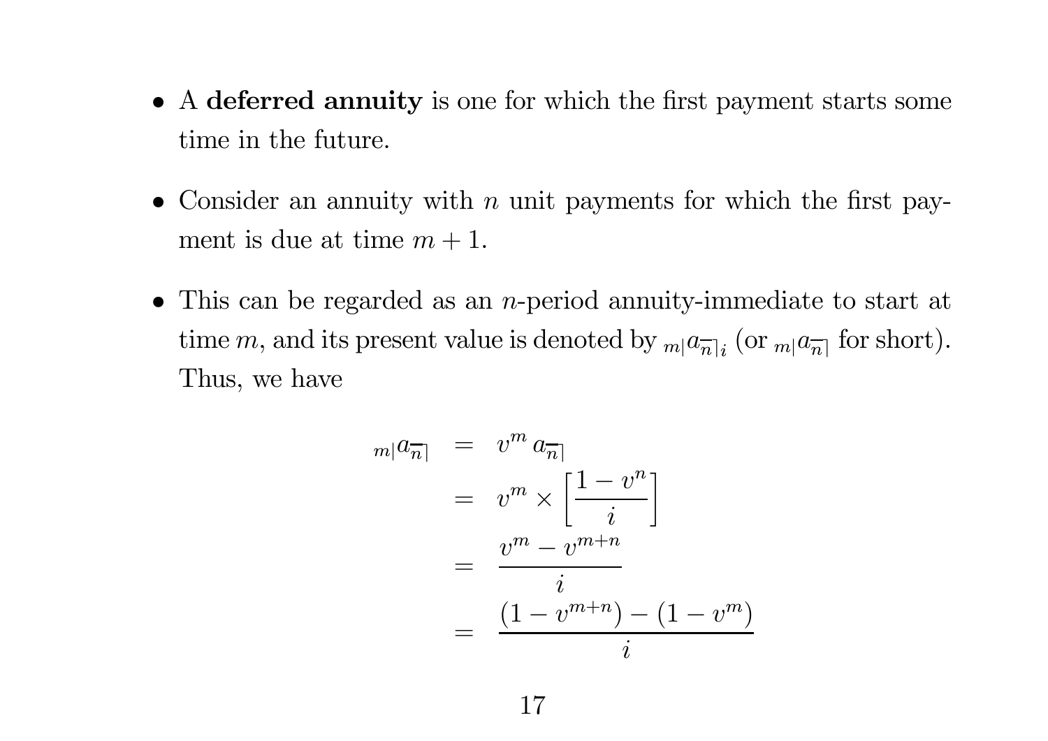- A **deferred annuity** is one for which the first payment starts some time in the future.

- Consider an annuity with $n$ unit payments for which the first payment is due at time $m + 1$.

- This can be regarded as an $n$-period annuity-immediate to start at time $m$, and its present value is denoted by ${}_{m|}a_{\overline{n}|i}$ (or ${}_{m|}a_{\overline{n}|}$ for short). Thus, we have

$$
\begin{aligned}
{}_{m|}a_{\overline{n}|} &= v^m \, a_{\overline{n}|} \\
&= v^m \times \left[\frac{1 - v^n}{i}\right] \\
&= \frac{v^m - v^{m+n}}{i} \\
&= \frac{(1 - v^{m+n}) - (1 - v^m)}{i}
\end{aligned}
$$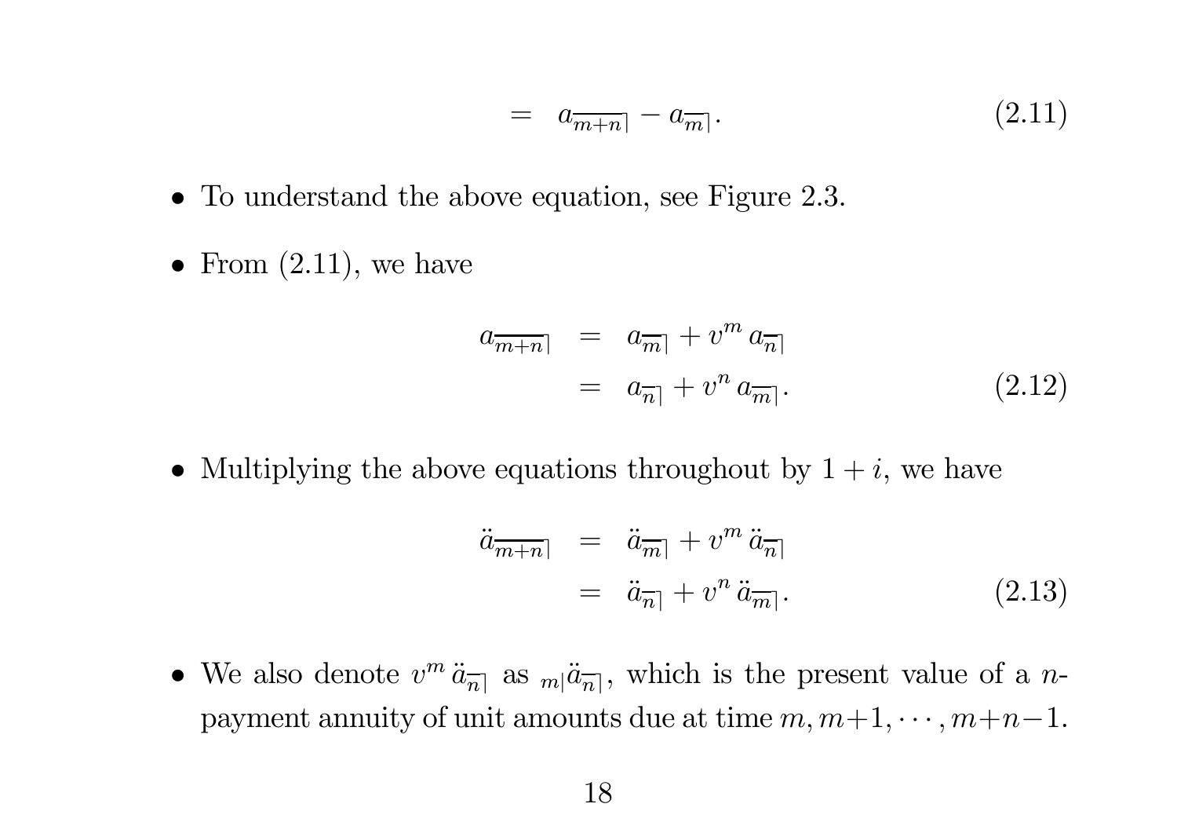$$= \quad a_{\overline{m+n}|} - a_{\overline{m}|}. \tag{2.11}$$

- To understand the above equation, see Figure 2.3.
- From (2.11), we have

$$\begin{aligned} a_{\overline{m+n}|} &= a_{\overline{m}|} + v^m \, a_{\overline{n}|} \\ &= a_{\overline{n}|} + v^n \, a_{\overline{m}|}. \end{aligned} \tag{2.12}$$

- Multiplying the above equations throughout by $1 + i$, we have

$$\begin{aligned} \ddot{a}_{\overline{m+n}|} &= \ddot{a}_{\overline{m}|} + v^m \, \ddot{a}_{\overline{n}|} \\ &= \ddot{a}_{\overline{n}|} + v^n \, \ddot{a}_{\overline{m}|}. \end{aligned} \tag{2.13}$$

- We also denote $v^m \, \ddot{a}_{\overline{n}|}$ as ${}_{m|}\ddot{a}_{\overline{n}|}$, which is the present value of a $n$-payment annuity of unit amounts due at time $m, m+1, \cdots, m+n-1$.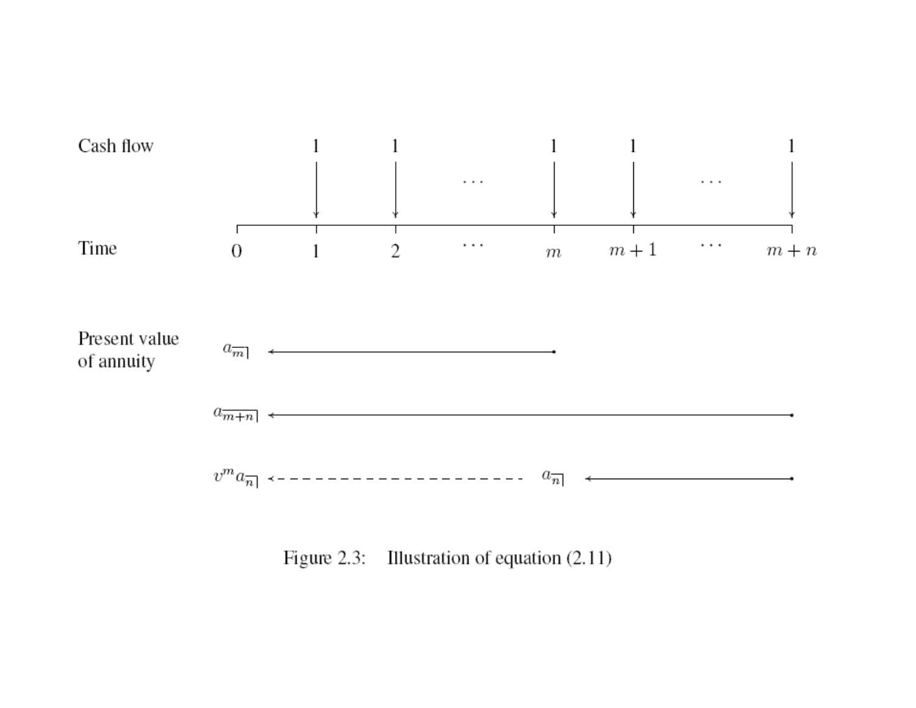| | | | | | | | |
|---|---|---|---|---|---|---|---|
| Cash flow | | 1 | 1 | $\cdots$ | 1 | 1 | $\cdots$ | 1 |
| Time | 0 | 1 | 2 | $\cdots$ | $m$ | $m+1$ | $\cdots$ | $m+n$ |

Present value of annuity

$a_{\overline{m}|}$ ← (from time $m$ to time 0)

$a_{\overline{m+n}|}$ ← (from time $m+n$ to time 0)

$v^m a_{\overline{n}|}$ ← - - - $a_{\overline{n}|}$ ← (from time $m+n$ to time $m$, then discounted to time 0)

Figure 2.3: Illustration of equation (2.11)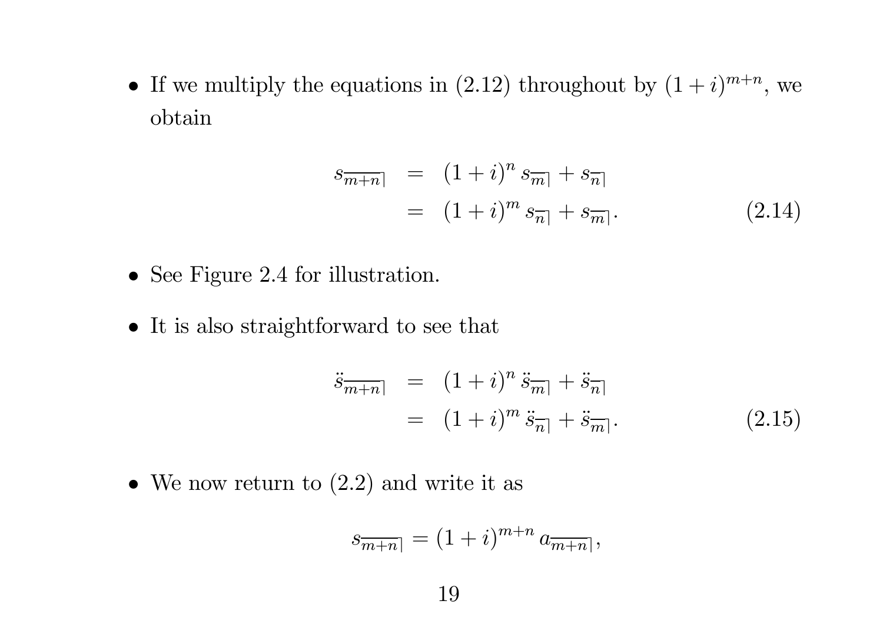- If we multiply the equations in (2.12) throughout by $(1+i)^{m+n}$, we obtain

$$
\begin{aligned}
s_{\overline{m+n}|} &= (1+i)^n \, s_{\overline{m}|} + s_{\overline{n}|} \\
&= (1+i)^m \, s_{\overline{n}|} + s_{\overline{m}|}.
\end{aligned}
\tag{2.14}
$$

- See Figure 2.4 for illustration.

- It is also straightforward to see that

$$
\begin{aligned}
\ddot{s}_{\overline{m+n}|} &= (1+i)^n \, \ddot{s}_{\overline{m}|} + \ddot{s}_{\overline{n}|} \\
&= (1+i)^m \, \ddot{s}_{\overline{n}|} + \ddot{s}_{\overline{m}|}.
\end{aligned}
\tag{2.15}
$$

- We now return to (2.2) and write it as

$$
s_{\overline{m+n}|} = (1+i)^{m+n} \, a_{\overline{m+n}|},
$$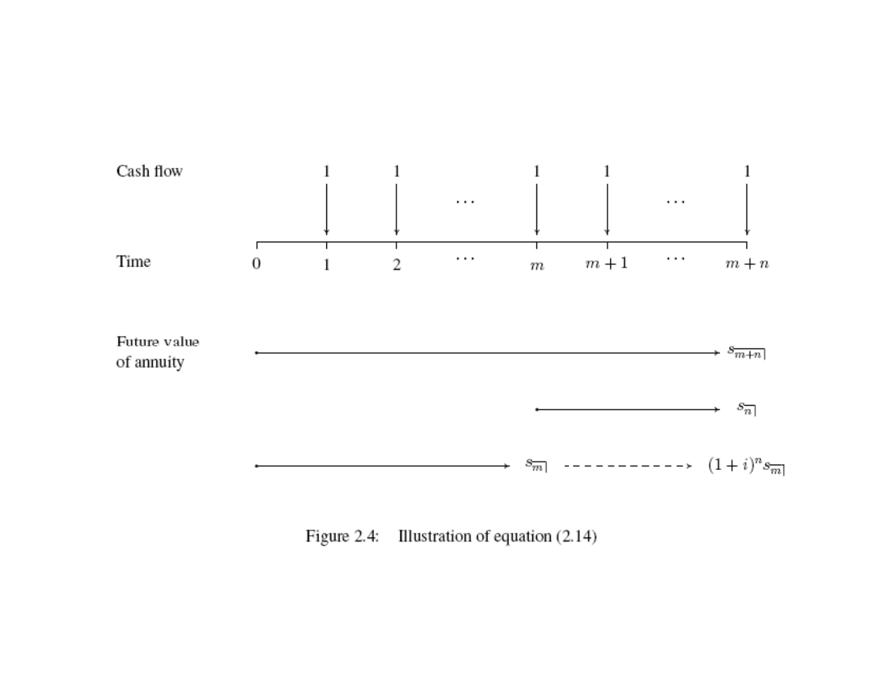| Cash flow | | 1 | 1 | ⋯ | 1 | 1 | ⋯ | 1 |
|---|---|---|---|---|---|---|---|---|
| Time | 0 | 1 | 2 | ⋯ | $m$ | $m+1$ | ⋯ | $m+n$ |

Future value of annuity

- From time $0$ to time $m+n$: $s_{\overline{m+n}|}$
- From time $m$ to time $m+n$: $s_{\overline{n}|}$
- From time $0$ to time $m$: $s_{\overline{m}|}$, accumulated to time $m+n$: $(1+i)^n s_{\overline{m}|}$

Figure 2.4: Illustration of equation (2.14)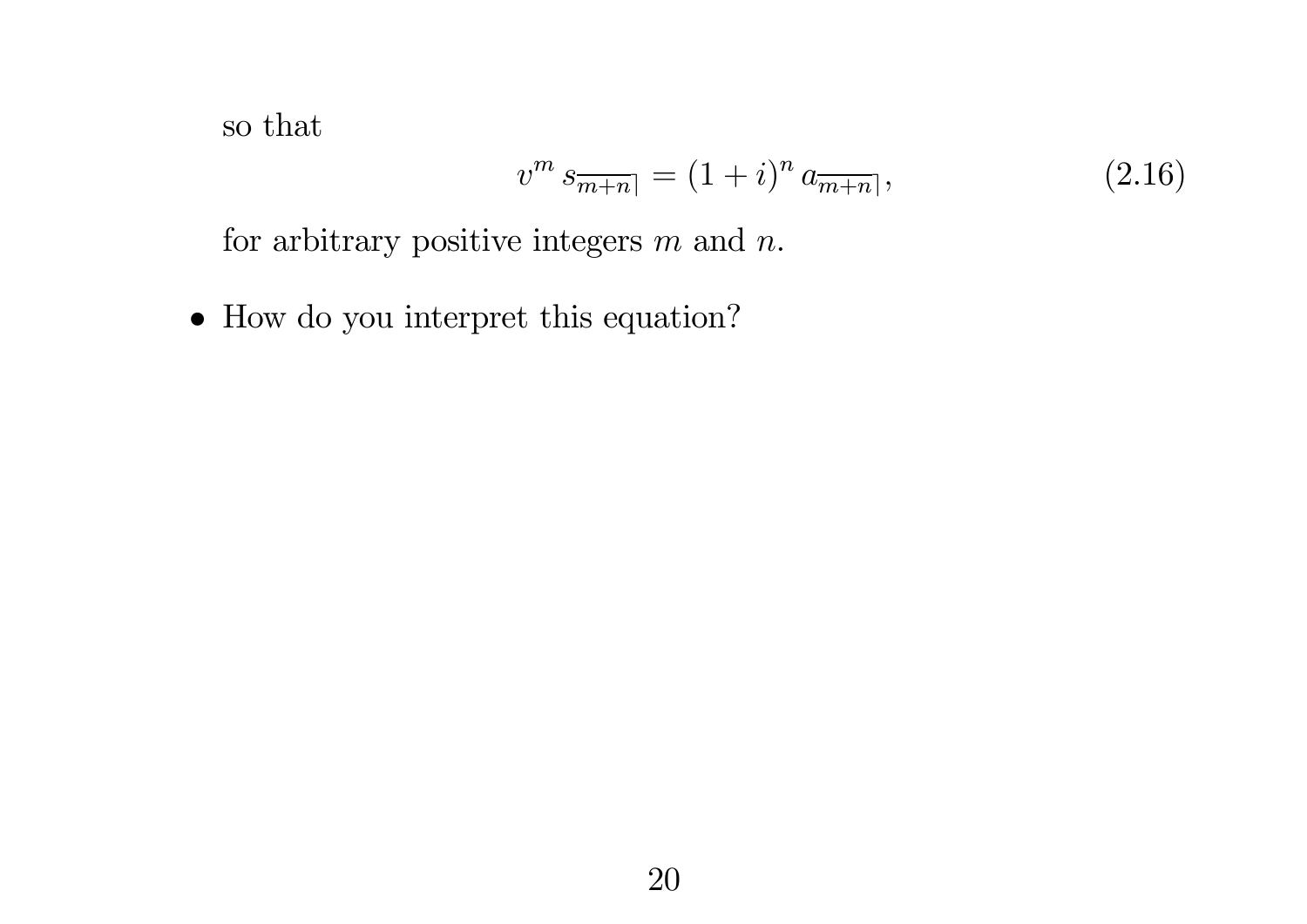so that

$$v^m \, s_{\overline{m+n}|} = (1+i)^n \, a_{\overline{m+n}|}, \tag{2.16}$$

for arbitrary positive integers $m$ and $n$.

- How do you interpret this equation?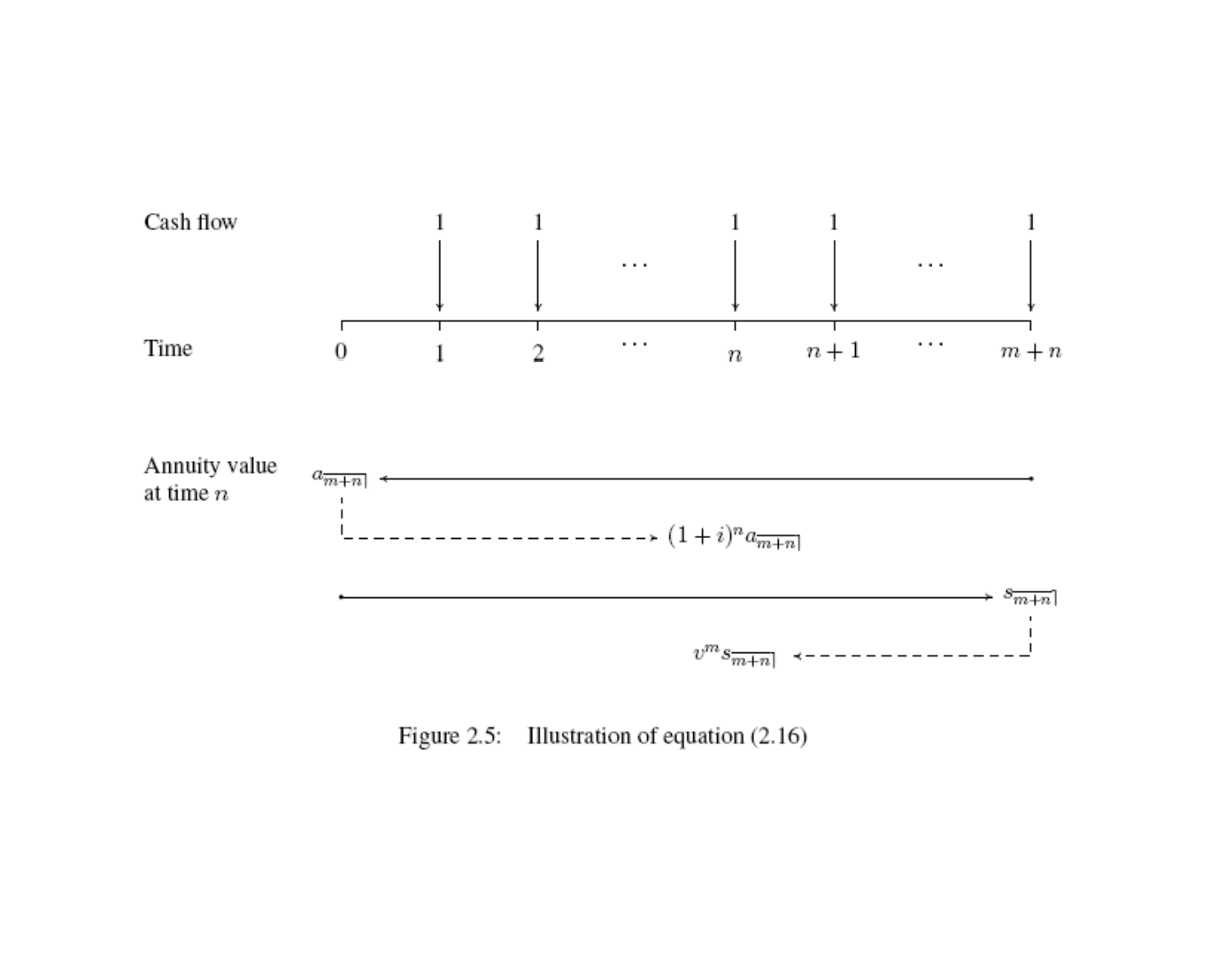| Cash flow | | 1 | 1 | ⋯ | 1 | 1 | ⋯ | 1 |
|---|---|---|---|---|---|---|---|---|
| Time | 0 | 1 | 2 | ⋯ | $n$ | $n+1$ | ⋯ | $m+n$ |

Annuity value at time $n$

$a_{\overline{m+n}|}$ → $(1+i)^n a_{\overline{m+n}|}$

$s_{\overline{m+n}|}$ → $v^m s_{\overline{m+n}|}$

Figure 2.5: Illustration of equation (2.16)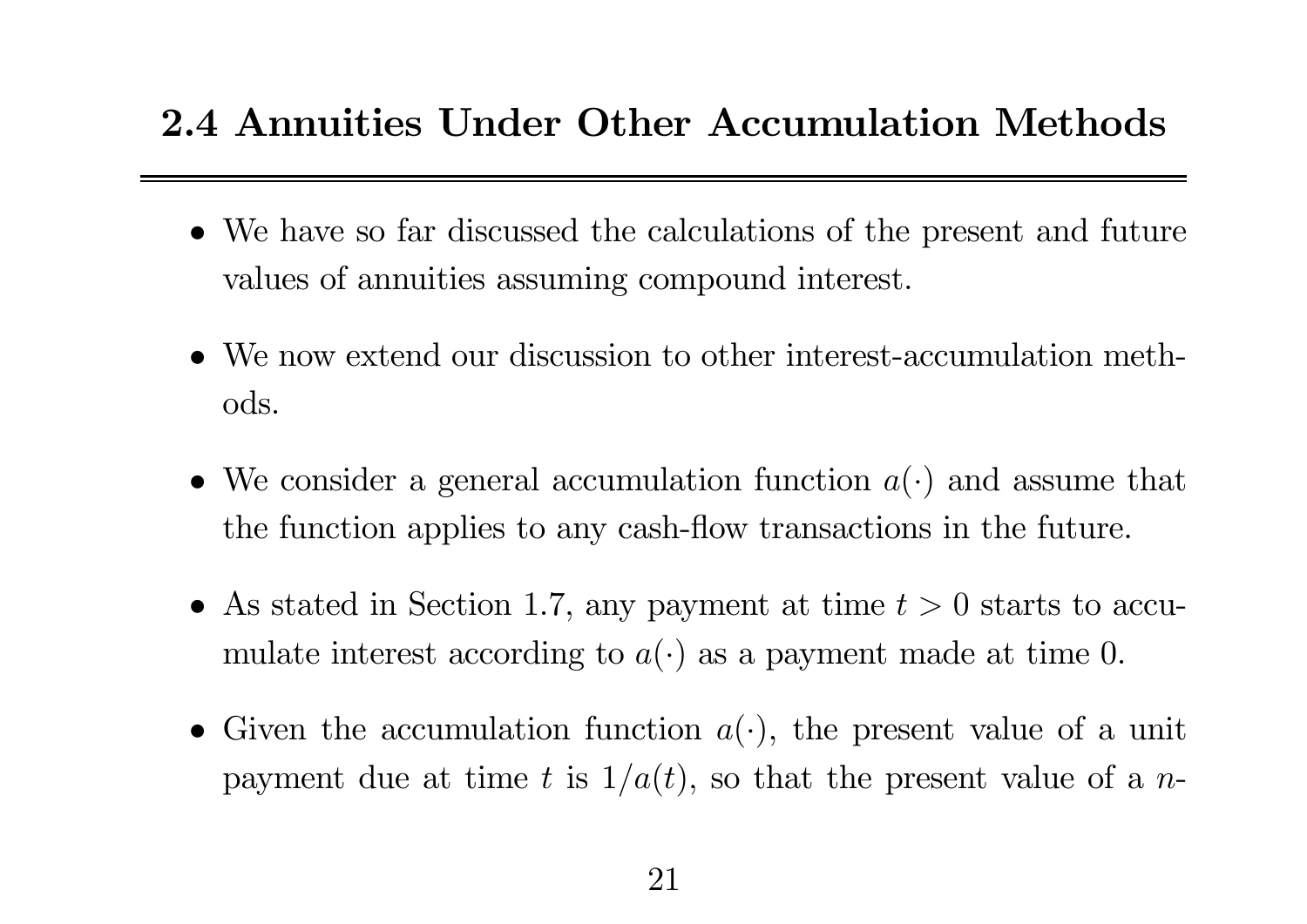## 2.4 Annuities Under Other Accumulation Methods

- We have so far discussed the calculations of the present and future values of annuities assuming compound interest.

- We now extend our discussion to other interest-accumulation methods.

- We consider a general accumulation function $a(\cdot)$ and assume that the function applies to any cash-flow transactions in the future.

- As stated in Section 1.7, any payment at time $t > 0$ starts to accumulate interest according to $a(\cdot)$ as a payment made at time 0.

- Given the accumulation function $a(\cdot)$, the present value of a unit payment due at time $t$ is $1/a(t)$, so that the present value of a $n$-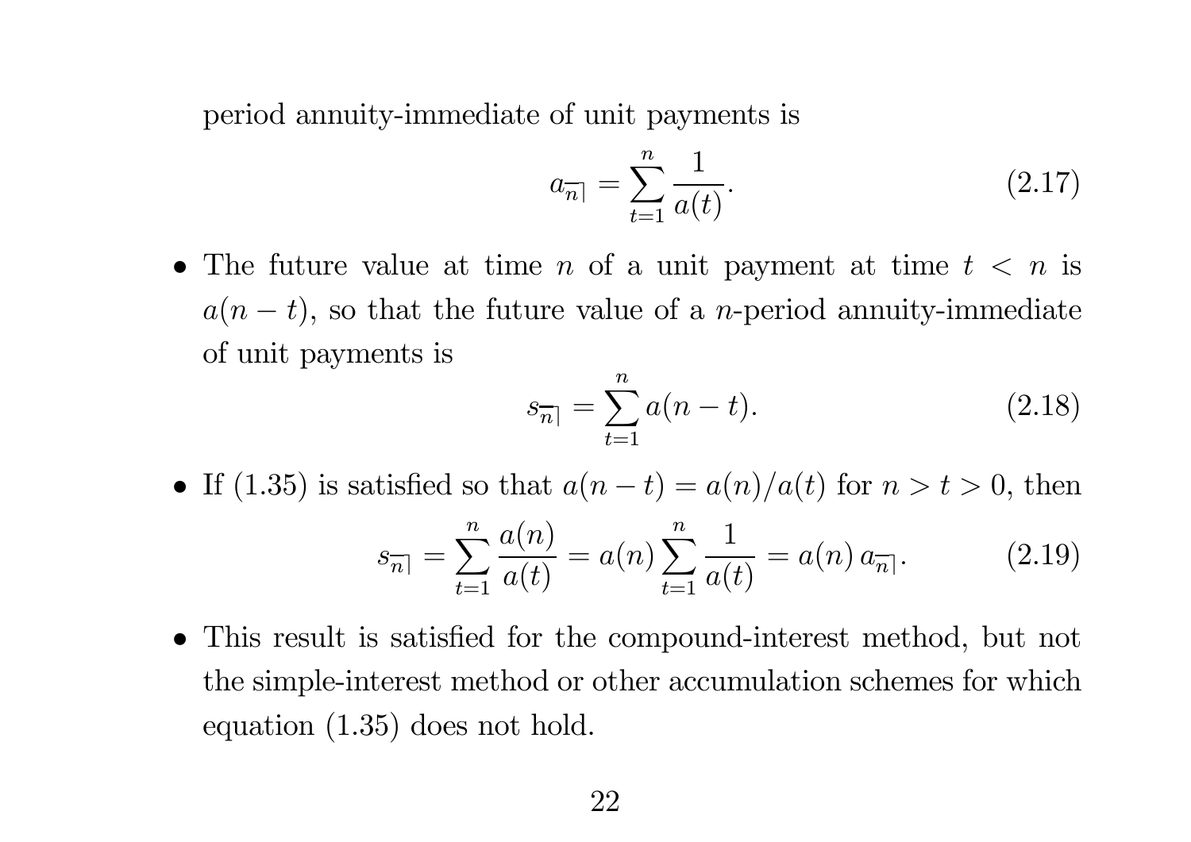period annuity-immediate of unit payments is

$$a_{\overline{n}|} = \sum_{t=1}^{n} \frac{1}{a(t)}. \tag{2.17}$$

- The future value at time $n$ of a unit payment at time $t < n$ is $a(n-t)$, so that the future value of a $n$-period annuity-immediate of unit payments is

$$s_{\overline{n}|} = \sum_{t=1}^{n} a(n-t). \tag{2.18}$$

- If (1.35) is satisfied so that $a(n-t) = a(n)/a(t)$ for $n > t > 0$, then

$$s_{\overline{n}|} = \sum_{t=1}^{n} \frac{a(n)}{a(t)} = a(n) \sum_{t=1}^{n} \frac{1}{a(t)} = a(n)\, a_{\overline{n}|}. \tag{2.19}$$

- This result is satisfied for the compound-interest method, but not the simple-interest method or other accumulation schemes for which equation (1.35) does not hold.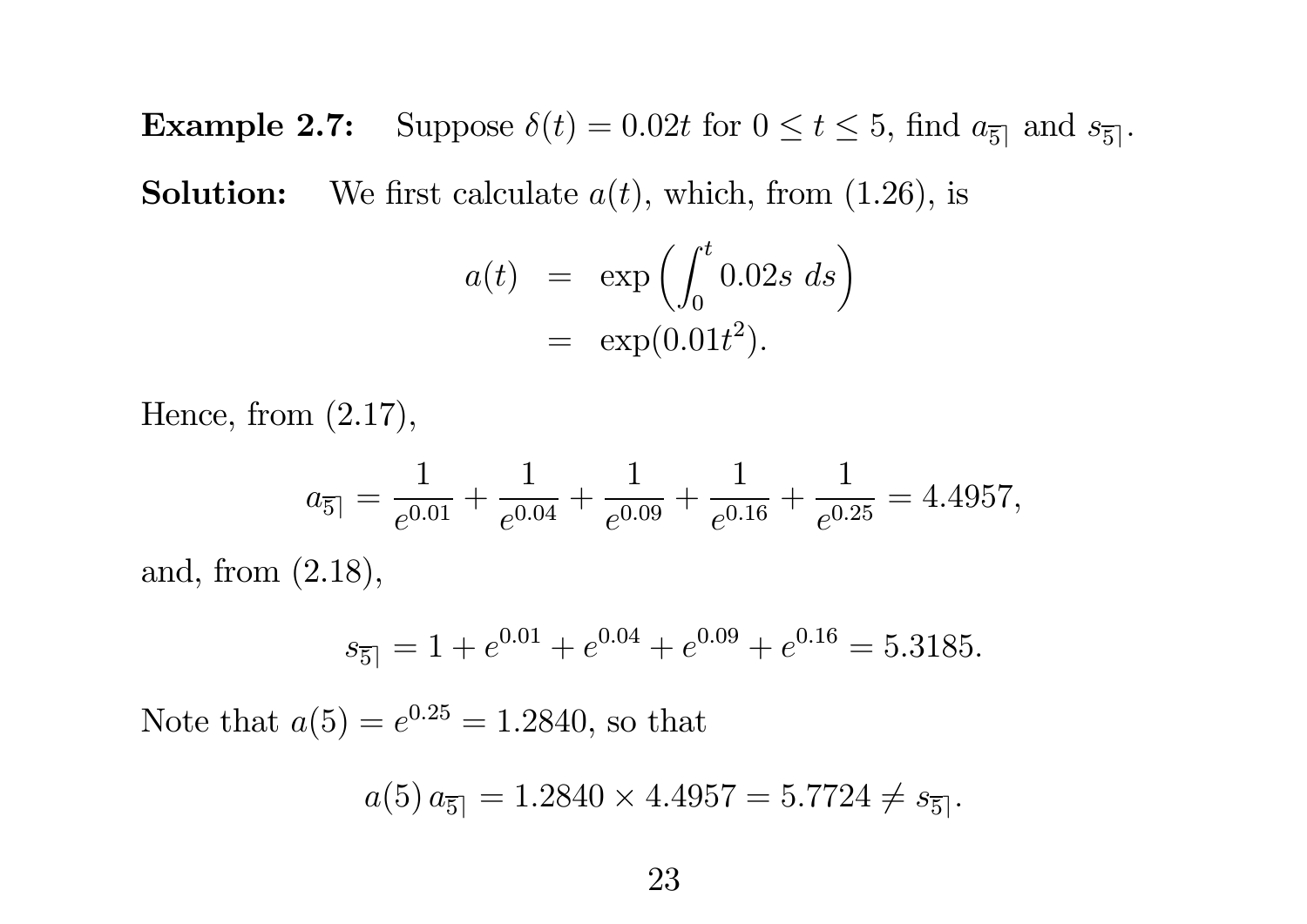**Example 2.7:** Suppose $\delta(t) = 0.02t$ for $0 \leq t \leq 5$, find $a_{\overline{5}|}$ and $s_{\overline{5}|}$.

**Solution:** We first calculate $a(t)$, which, from (1.26), is

$$
\begin{aligned}
a(t) &= \exp\left(\int_0^t 0.02s \; ds\right) \\
&= \exp(0.01t^2).
\end{aligned}
$$

Hence, from (2.17),

$$
a_{\overline{5}|} = \frac{1}{e^{0.01}} + \frac{1}{e^{0.04}} + \frac{1}{e^{0.09}} + \frac{1}{e^{0.16}} + \frac{1}{e^{0.25}} = 4.4957,
$$

and, from (2.18),

$$
s_{\overline{5}|} = 1 + e^{0.01} + e^{0.04} + e^{0.09} + e^{0.16} = 5.3185.
$$

Note that $a(5) = e^{0.25} = 1.2840$, so that

$$
a(5)\, a_{\overline{5}|} = 1.2840 \times 4.4957 = 5.7724 \neq s_{\overline{5}|}.
$$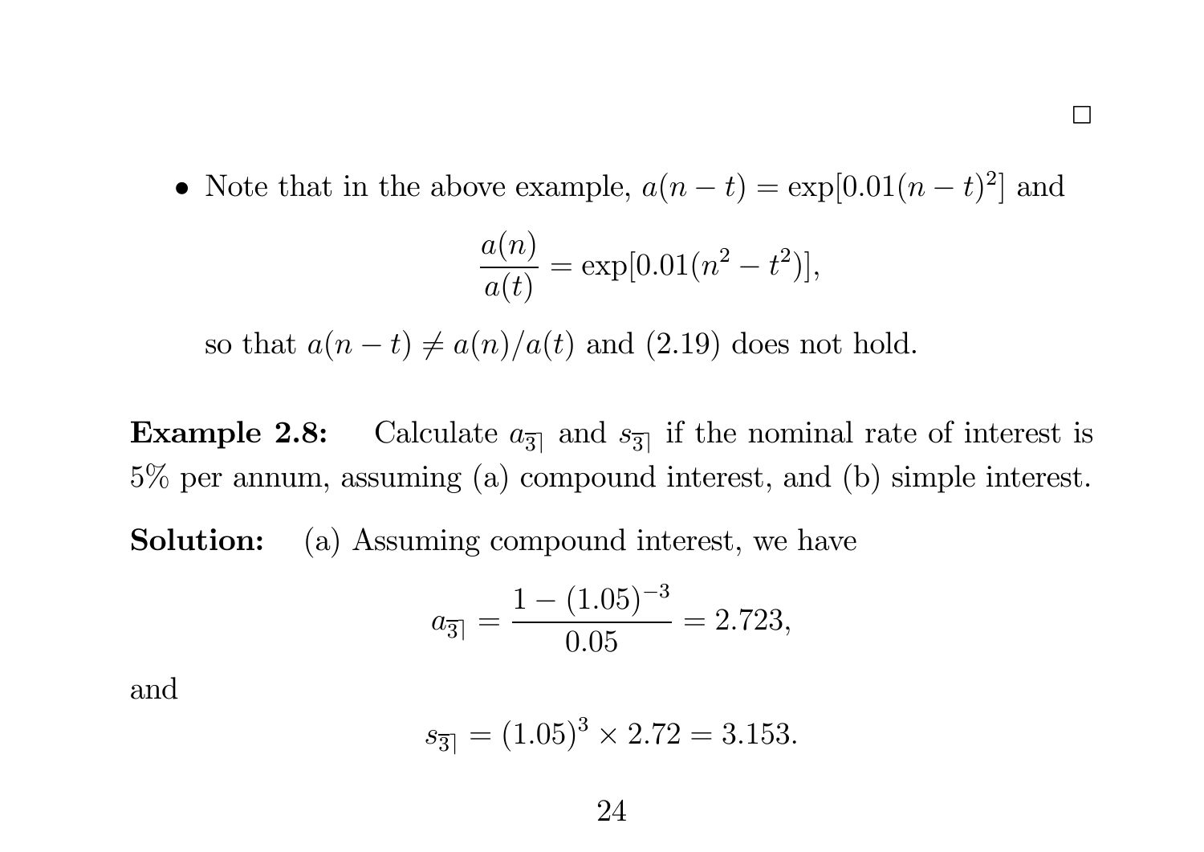□

- Note that in the above example, $a(n-t) = \exp[0.01(n-t)^2]$ and

$$\frac{a(n)}{a(t)} = \exp[0.01(n^2 - t^2)],$$

so that $a(n-t) \neq a(n)/a(t)$ and (2.19) does not hold.

**Example 2.8:** Calculate $a_{\overline{3}|}$ and $s_{\overline{3}|}$ if the nominal rate of interest is 5% per annum, assuming (a) compound interest, and (b) simple interest.

**Solution:** (a) Assuming compound interest, we have

$$a_{\overline{3}|} = \frac{1 - (1.05)^{-3}}{0.05} = 2.723,$$

and

$$s_{\overline{3}|} = (1.05)^3 \times 2.72 = 3.153.$$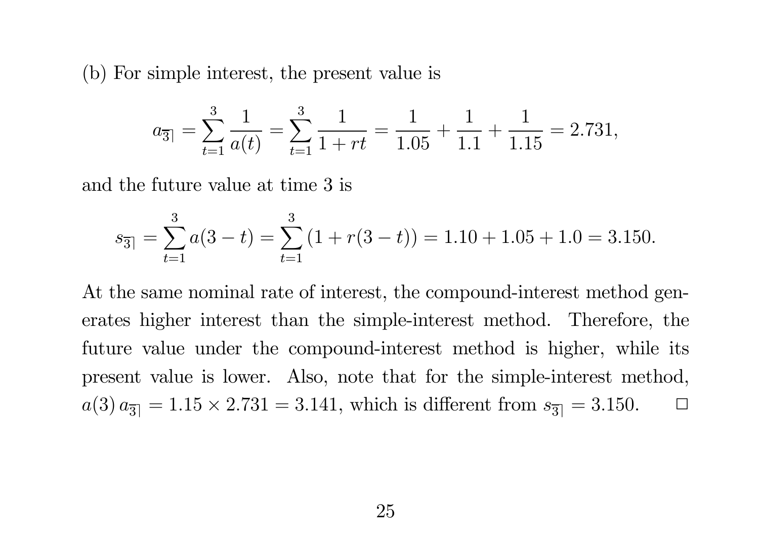(b) For simple interest, the present value is

$$a_{\overline{3}|} = \sum_{t=1}^{3} \frac{1}{a(t)} = \sum_{t=1}^{3} \frac{1}{1+rt} = \frac{1}{1.05} + \frac{1}{1.1} + \frac{1}{1.15} = 2.731,$$

and the future value at time 3 is

$$s_{\overline{3}|} = \sum_{t=1}^{3} a(3-t) = \sum_{t=1}^{3} (1 + r(3-t)) = 1.10 + 1.05 + 1.0 = 3.150.$$

At the same nominal rate of interest, the compound-interest method generates higher interest than the simple-interest method. Therefore, the future value under the compound-interest method is higher, while its present value is lower. Also, note that for the simple-interest method, $a(3)\, a_{\overline{3}|} = 1.15 \times 2.731 = 3.141$, which is different from $s_{\overline{3}|} = 3.150$. □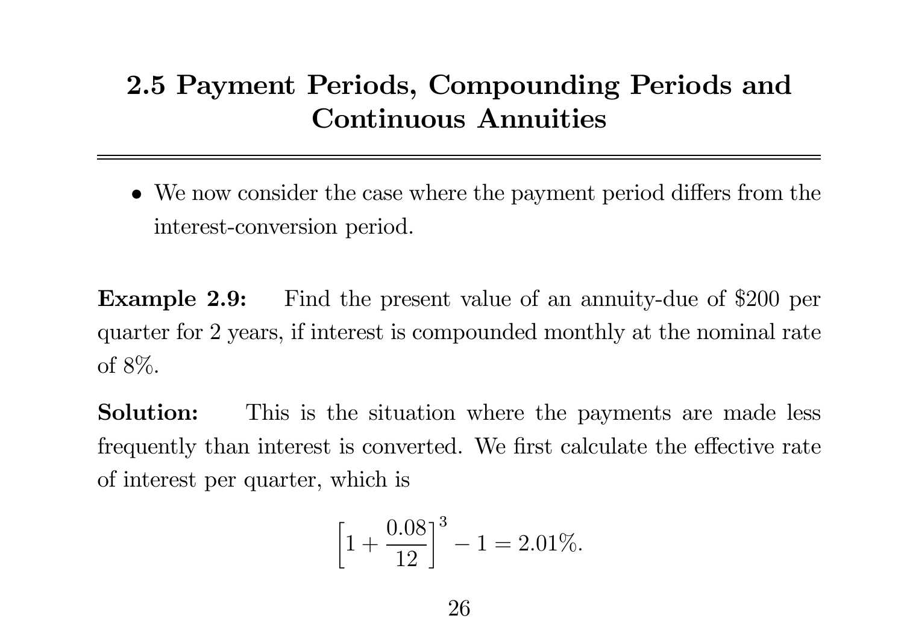## 2.5 Payment Periods, Compounding Periods and Continuous Annuities

- We now consider the case where the payment period differs from the interest-conversion period.

**Example 2.9:** Find the present value of an annuity-due of \$200 per quarter for 2 years, if interest is compounded monthly at the nominal rate of 8%.

**Solution:** This is the situation where the payments are made less frequently than interest is converted. We first calculate the effective rate of interest per quarter, which is

$$\left[1 + \frac{0.08}{12}\right]^3 - 1 = 2.01\%.$$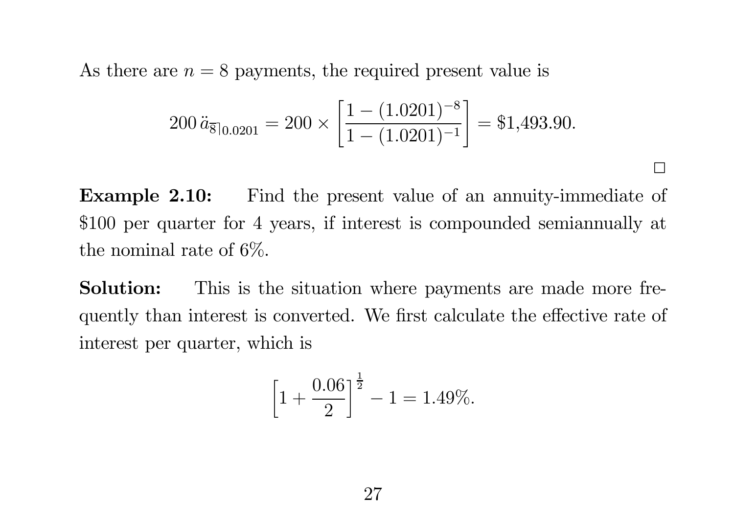As there are $n = 8$ payments, the required present value is

$$200\, \ddot{a}_{\overline{8}|0.0201} = 200 \times \left[ \frac{1 - (1.0201)^{-8}}{1 - (1.0201)^{-1}} \right] = \$1{,}493.90.$$

□

**Example 2.10:** Find the present value of an annuity-immediate of \$100 per quarter for 4 years, if interest is compounded semiannually at the nominal rate of 6%.

**Solution:** This is the situation where payments are made more frequently than interest is converted. We first calculate the effective rate of interest per quarter, which is

$$\left[ 1 + \frac{0.06}{2} \right]^{\frac{1}{2}} - 1 = 1.49\%.$$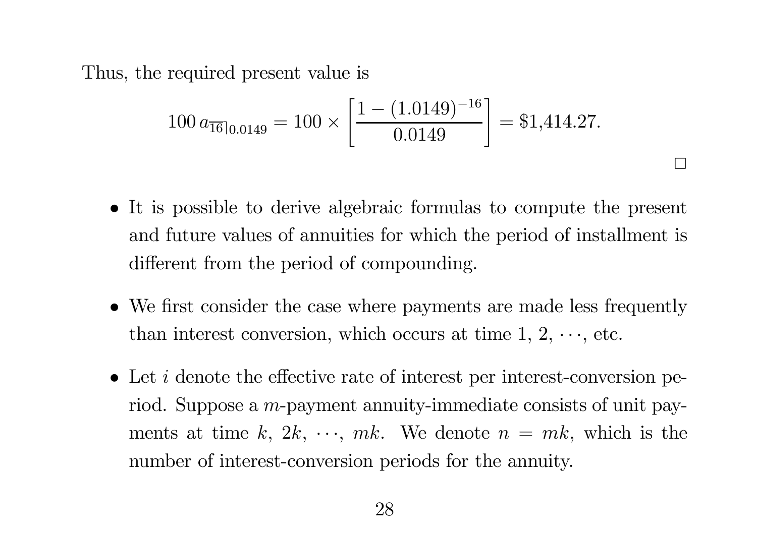Thus, the required present value is

$$100\, a_{\overline{16}|0.0149} = 100 \times \left[\frac{1 - (1.0149)^{-16}}{0.0149}\right] = \$1{,}414.27.$$

$\square$

- It is possible to derive algebraic formulas to compute the present and future values of annuities for which the period of installment is different from the period of compounding.

- We first consider the case where payments are made less frequently than interest conversion, which occurs at time 1, 2, $\cdots$, etc.

- Let $i$ denote the effective rate of interest per interest-conversion period. Suppose a $m$-payment annuity-immediate consists of unit payments at time $k$, $2k$, $\cdots$, $mk$. We denote $n = mk$, which is the number of interest-conversion periods for the annuity.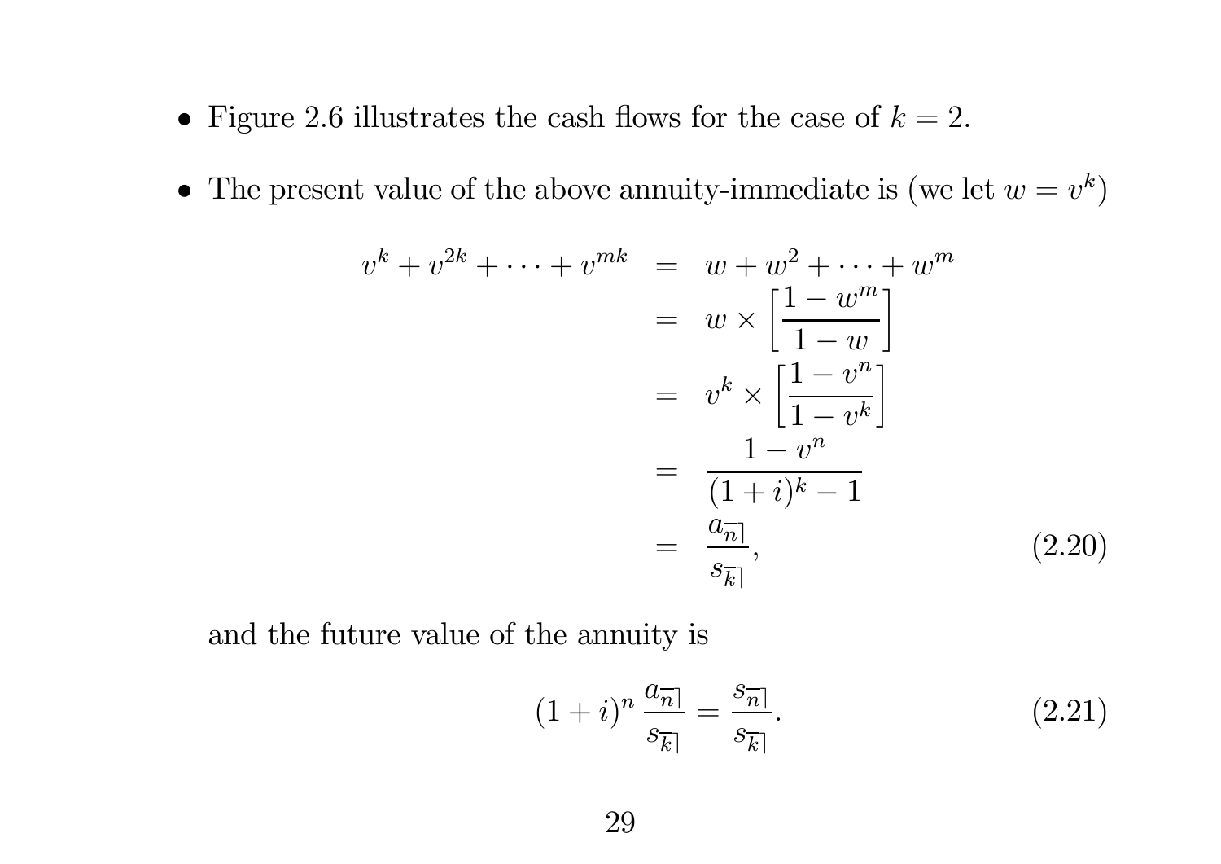- Figure 2.6 illustrates the cash flows for the case of $k = 2$.

- The present value of the above annuity-immediate is (we let $w = v^k$)

$$
\begin{aligned}
v^k + v^{2k} + \cdots + v^{mk} &= w + w^2 + \cdots + w^m \\
&= w \times \left[\frac{1 - w^m}{1 - w}\right] \\
&= v^k \times \left[\frac{1 - v^n}{1 - v^k}\right] \\
&= \frac{1 - v^n}{(1 + i)^k - 1} \\
&= \frac{a_{\overline{n}|}}{s_{\overline{k}|}},
\end{aligned}
\tag{2.20}
$$

and the future value of the annuity is

$$
(1 + i)^n \, \frac{a_{\overline{n}|}}{s_{\overline{k}|}} = \frac{s_{\overline{n}|}}{s_{\overline{k}|}}. \tag{2.21}
$$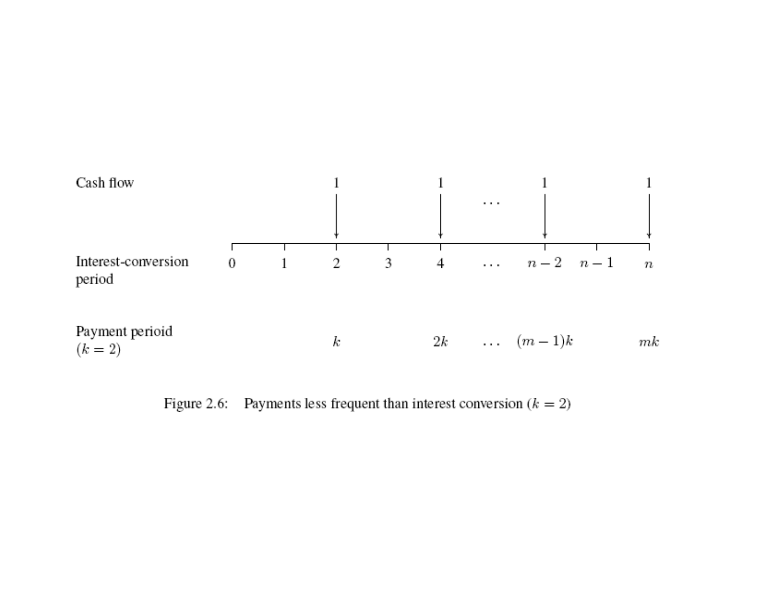| Cash flow | | | 1 | | 1 | ... | 1 | | 1 |
|---|---|---|---|---|---|---|---|---|---|
| Interest-conversion period | 0 | 1 | 2 | 3 | 4 | ... | $n-2$ | $n-1$ | $n$ |
| Payment perioid ($k = 2$) | | | $k$ | | $2k$ | ... | $(m-1)k$ | | $mk$ |

Figure 2.6: Payments less frequent than interest conversion ($k = 2$)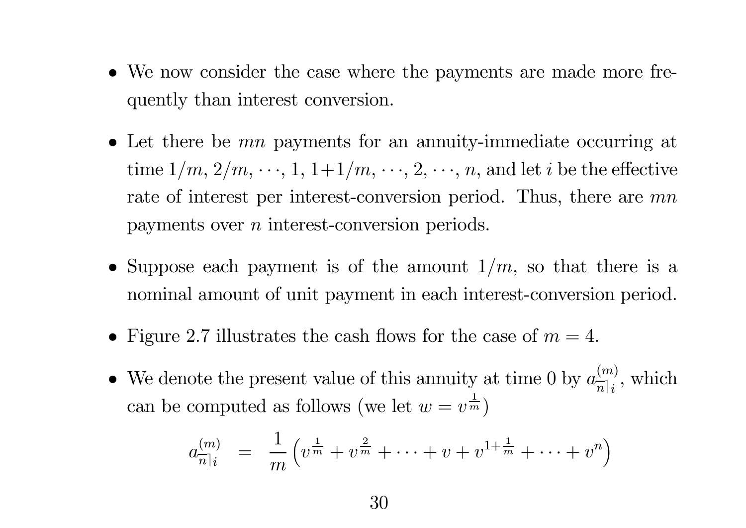- We now consider the case where the payments are made more frequently than interest conversion.

- Let there be $mn$ payments for an annuity-immediate occurring at time $1/m$, $2/m$, $\cdots$, 1, $1+1/m$, $\cdots$, 2, $\cdots$, $n$, and let $i$ be the effective rate of interest per interest-conversion period. Thus, there are $mn$ payments over $n$ interest-conversion periods.

- Suppose each payment is of the amount $1/m$, so that there is a nominal amount of unit payment in each interest-conversion period.

- Figure 2.7 illustrates the cash flows for the case of $m = 4$.

- We denote the present value of this annuity at time 0 by $a^{(m)}_{\overline{n}|i}$, which can be computed as follows (we let $w = v^{\frac{1}{m}}$)

$$a^{(m)}_{\overline{n}|i} = \frac{1}{m}\left(v^{\frac{1}{m}} + v^{\frac{2}{m}} + \cdots + v + v^{1+\frac{1}{m}} + \cdots + v^{n}\right)$$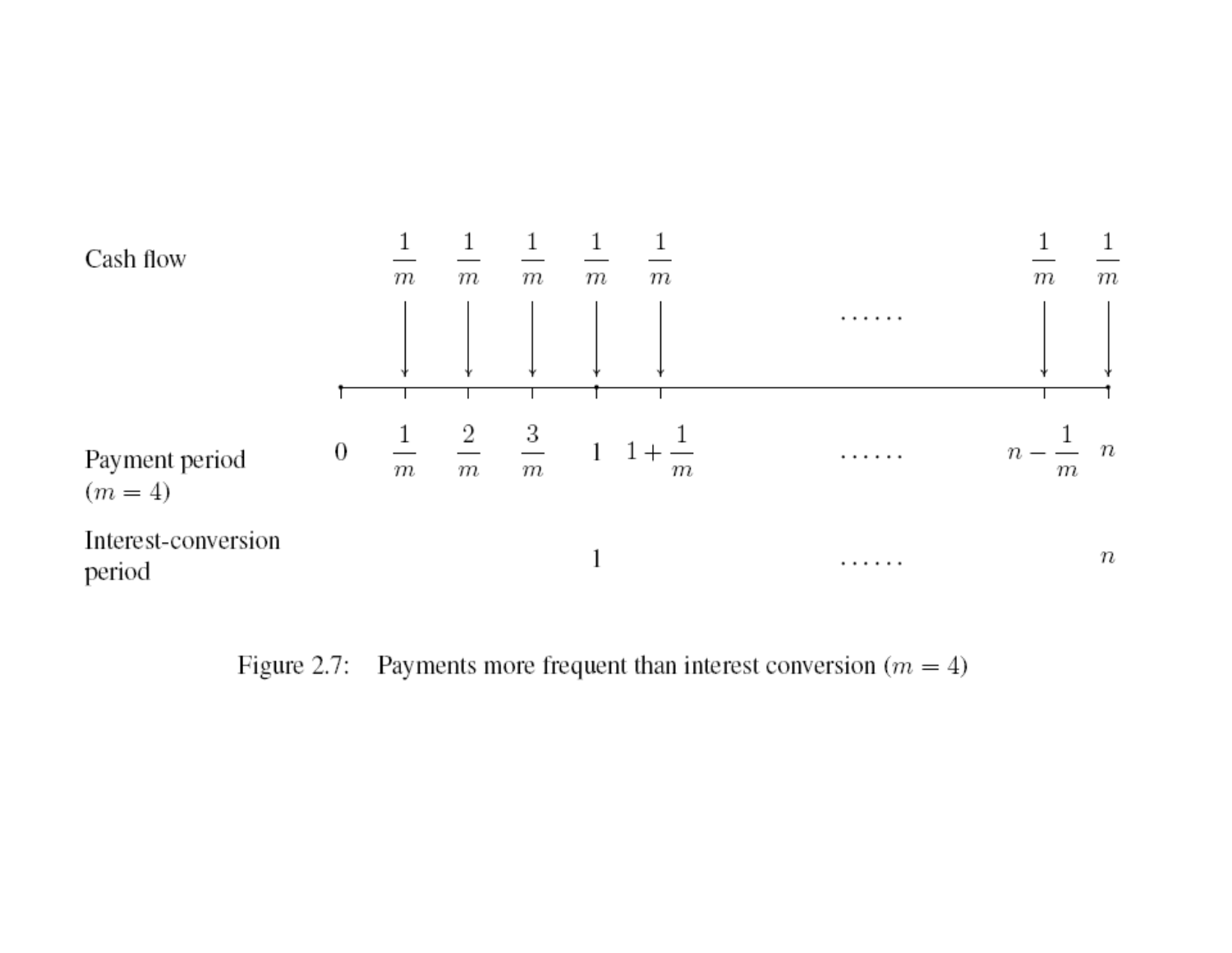| | | | | | | | | | |
|---|---|---|---|---|---|---|---|---|---|
| Cash flow | | $\frac{1}{m}$ | $\frac{1}{m}$ | $\frac{1}{m}$ | $\frac{1}{m}$ | $\frac{1}{m}$ | $\cdots\cdots$ | $\frac{1}{m}$ | $\frac{1}{m}$ |
| Payment period ($m = 4$) | $0$ | $\frac{1}{m}$ | $\frac{2}{m}$ | $\frac{3}{m}$ | $1$ | $1+\frac{1}{m}$ | $\cdots\cdots$ | $n-\frac{1}{m}$ | $n$ |
| Interest-conversion period | | | | | $1$ | | $\cdots\cdots$ | | $n$ |

Figure 2.7: Payments more frequent than interest conversion ($m = 4$)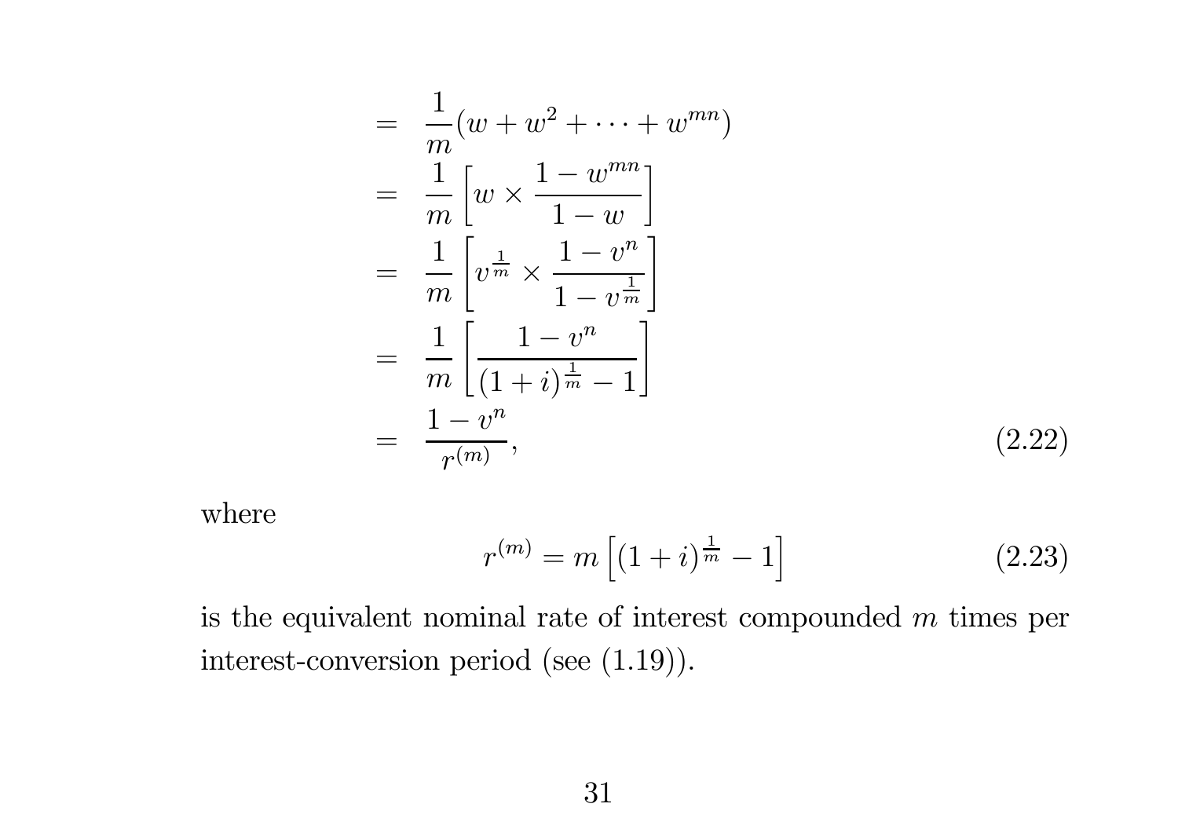$$
\begin{aligned}
&= \frac{1}{m}(w + w^2 + \cdots + w^{mn}) \\
&= \frac{1}{m}\left[w \times \frac{1 - w^{mn}}{1 - w}\right] \\
&= \frac{1}{m}\left[v^{\frac{1}{m}} \times \frac{1 - v^n}{1 - v^{\frac{1}{m}}}\right] \\
&= \frac{1}{m}\left[\frac{1 - v^n}{(1+i)^{\frac{1}{m}} - 1}\right] \\
&= \frac{1 - v^n}{r^{(m)}}, \qquad (2.22)
\end{aligned}
$$

where

$$
r^{(m)} = m\left[(1+i)^{\frac{1}{m}} - 1\right] \qquad (2.23)
$$

is the equivalent nominal rate of interest compounded $m$ times per interest-conversion period (see (1.19)).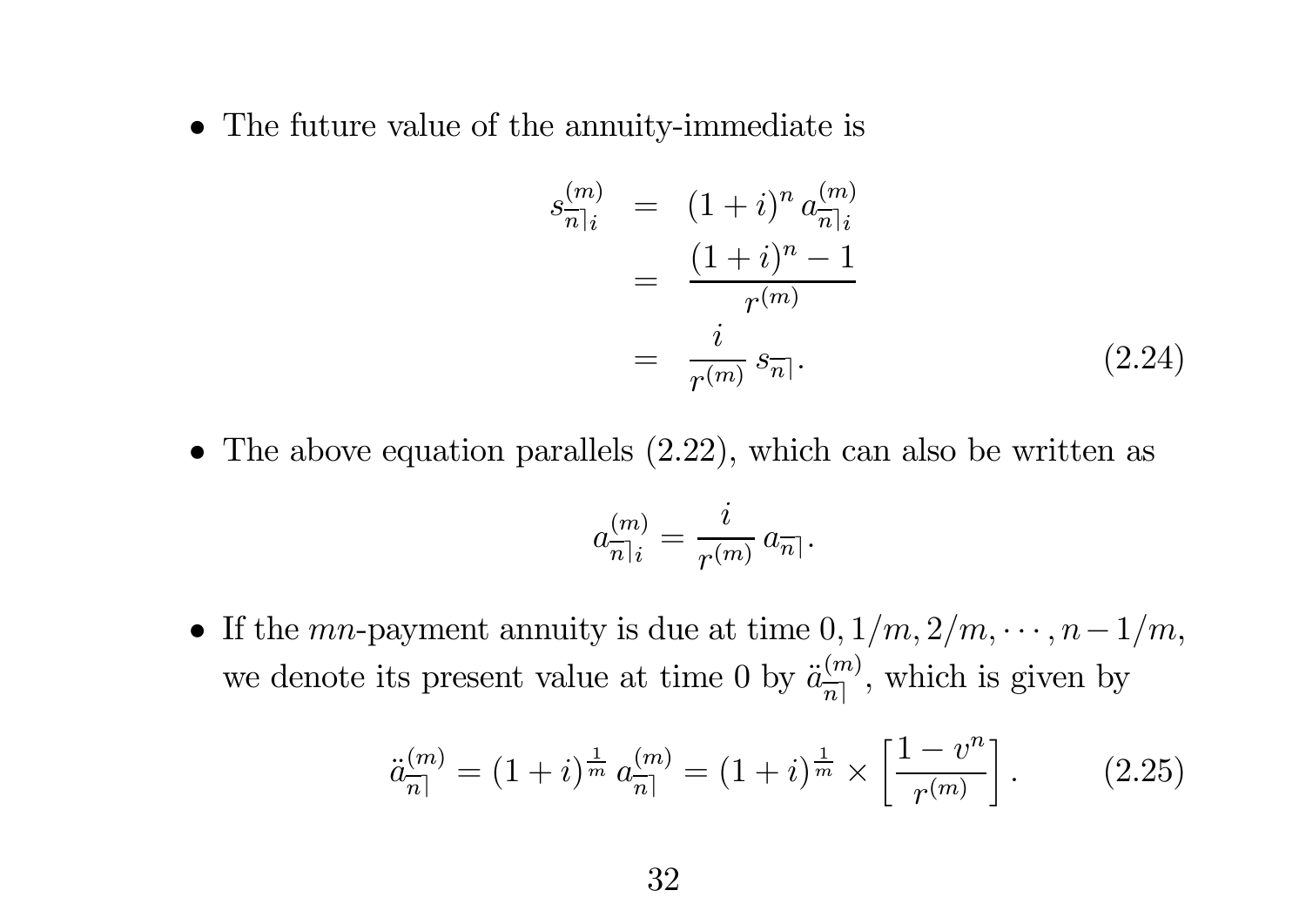- The future value of the annuity-immediate is

$$
\begin{aligned}
s^{(m)}_{\overline{n}|i} &= (1+i)^n \, a^{(m)}_{\overline{n}|i} \\
&= \frac{(1+i)^n - 1}{r^{(m)}} \\
&= \frac{i}{r^{(m)}} \, s_{\overline{n}|}.
\end{aligned} \tag{2.24}
$$

- The above equation parallels (2.22), which can also be written as

$$
a^{(m)}_{\overline{n}|i} = \frac{i}{r^{(m)}} \, a_{\overline{n}|}.
$$

- If the $mn$-payment annuity is due at time $0, 1/m, 2/m, \cdots, n-1/m$, we denote its present value at time 0 by $\ddot{a}^{(m)}_{\overline{n}|}$, which is given by

$$
\ddot{a}^{(m)}_{\overline{n}|} = (1+i)^{\frac{1}{m}} \, a^{(m)}_{\overline{n}|} = (1+i)^{\frac{1}{m}} \times \left[\frac{1-v^n}{r^{(m)}}\right]. \tag{2.25}
$$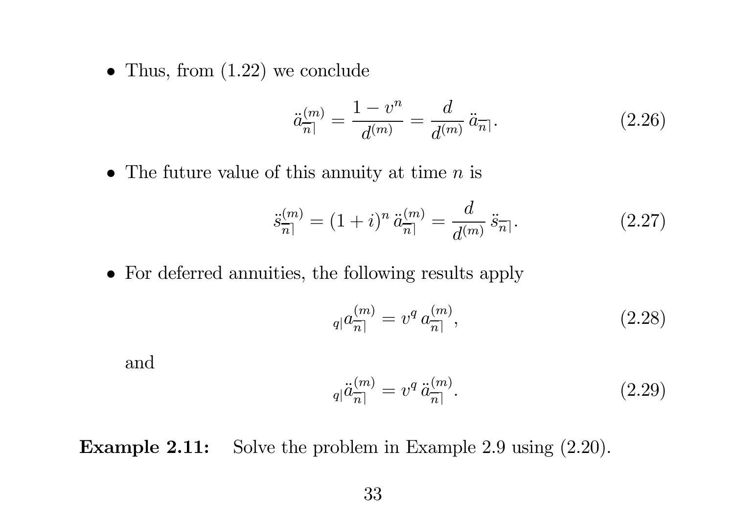- Thus, from (1.22) we conclude

$$\ddot{a}_{\overline{n}|}^{(m)} = \frac{1 - v^n}{d^{(m)}} = \frac{d}{d^{(m)}}\, \ddot{a}_{\overline{n}|}. \tag{2.26}$$

- The future value of this annuity at time $n$ is

$$\ddot{s}_{\overline{n}|}^{(m)} = (1+i)^n\, \ddot{a}_{\overline{n}|}^{(m)} = \frac{d}{d^{(m)}}\, \ddot{s}_{\overline{n}|}. \tag{2.27}$$

- For deferred annuities, the following results apply

$$_{q|}a_{\overline{n}|}^{(m)} = v^q\, a_{\overline{n}|}^{(m)}, \tag{2.28}$$

and

$$_{q|}\ddot{a}_{\overline{n}|}^{(m)} = v^q\, \ddot{a}_{\overline{n}|}^{(m)}. \tag{2.29}$$

**Example 2.11:** Solve the problem in Example 2.9 using (2.20).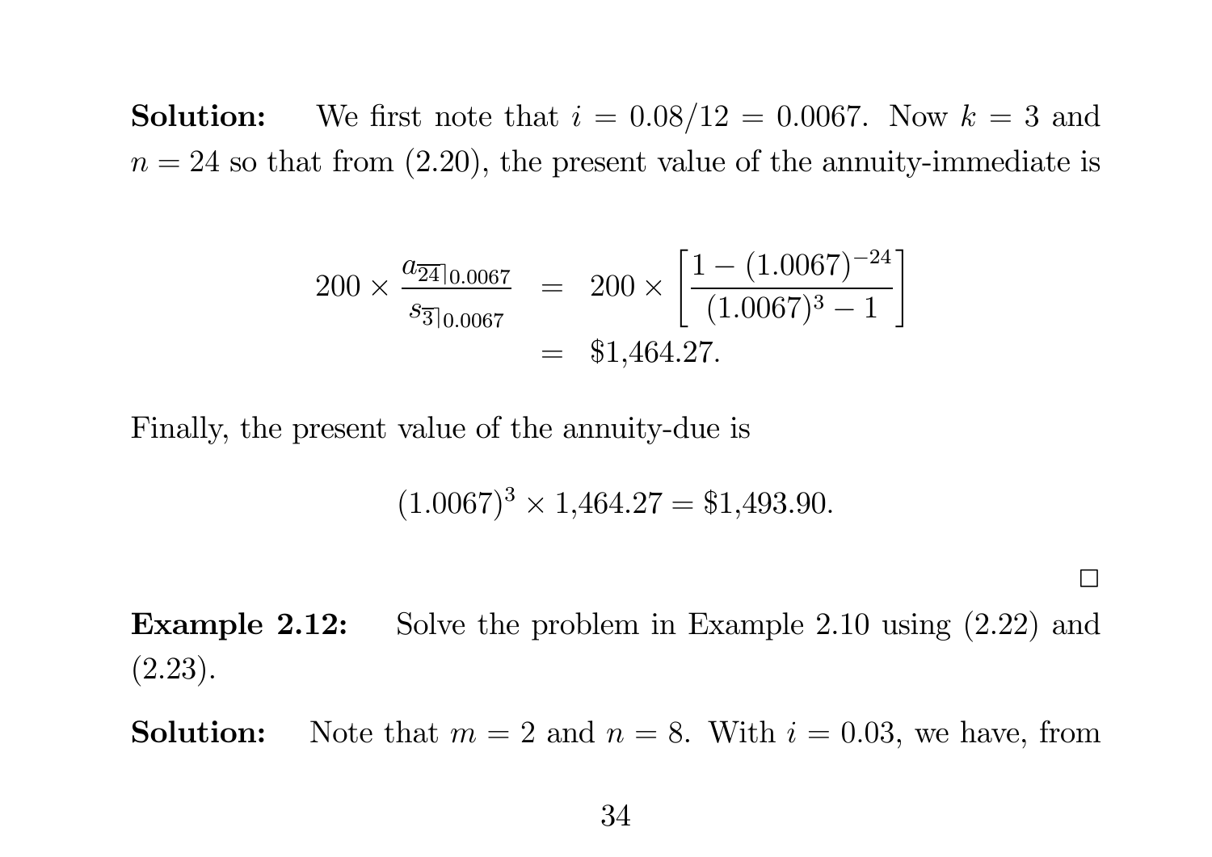**Solution:** We first note that $i = 0.08/12 = 0.0067$. Now $k = 3$ and $n = 24$ so that from (2.20), the present value of the annuity-immediate is

$$
\begin{aligned}
200 \times \frac{a_{\overline{24}|0.0067}}{s_{\overline{3}|0.0067}} &= 200 \times \left[\frac{1 - (1.0067)^{-24}}{(1.0067)^3 - 1}\right] \\
&= \$1{,}464.27.
\end{aligned}
$$

Finally, the present value of the annuity-due is

$$(1.0067)^3 \times 1{,}464.27 = \$1{,}493.90.$$

□

**Example 2.12:** Solve the problem in Example 2.10 using (2.22) and (2.23).

**Solution:** Note that $m = 2$ and $n = 8$. With $i = 0.03$, we have, from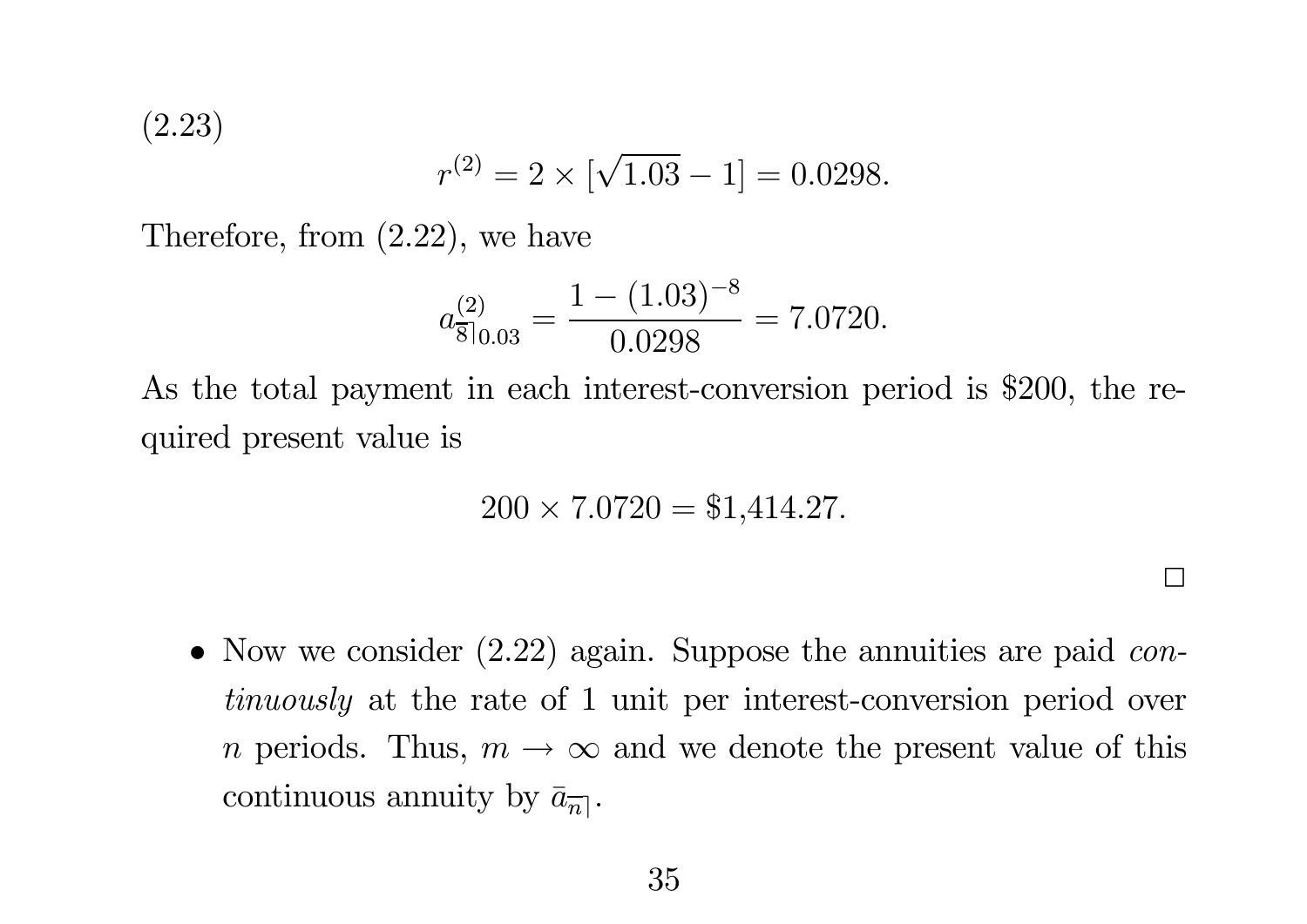(2.23)

$$r^{(2)} = 2 \times [\sqrt{1.03} - 1] = 0.0298.$$

Therefore, from (2.22), we have

$$a^{(2)}_{\overline{8}|0.03} = \frac{1 - (1.03)^{-8}}{0.0298} = 7.0720.$$

As the total payment in each interest-conversion period is \$200, the required present value is

$$200 \times 7.0720 = \$1{,}414.27.$$

□

- Now we consider (2.22) again. Suppose the annuities are paid *continuously* at the rate of 1 unit per interest-conversion period over $n$ periods. Thus, $m \to \infty$ and we denote the present value of this continuous annuity by $\bar{a}_{\overline{n}|}$.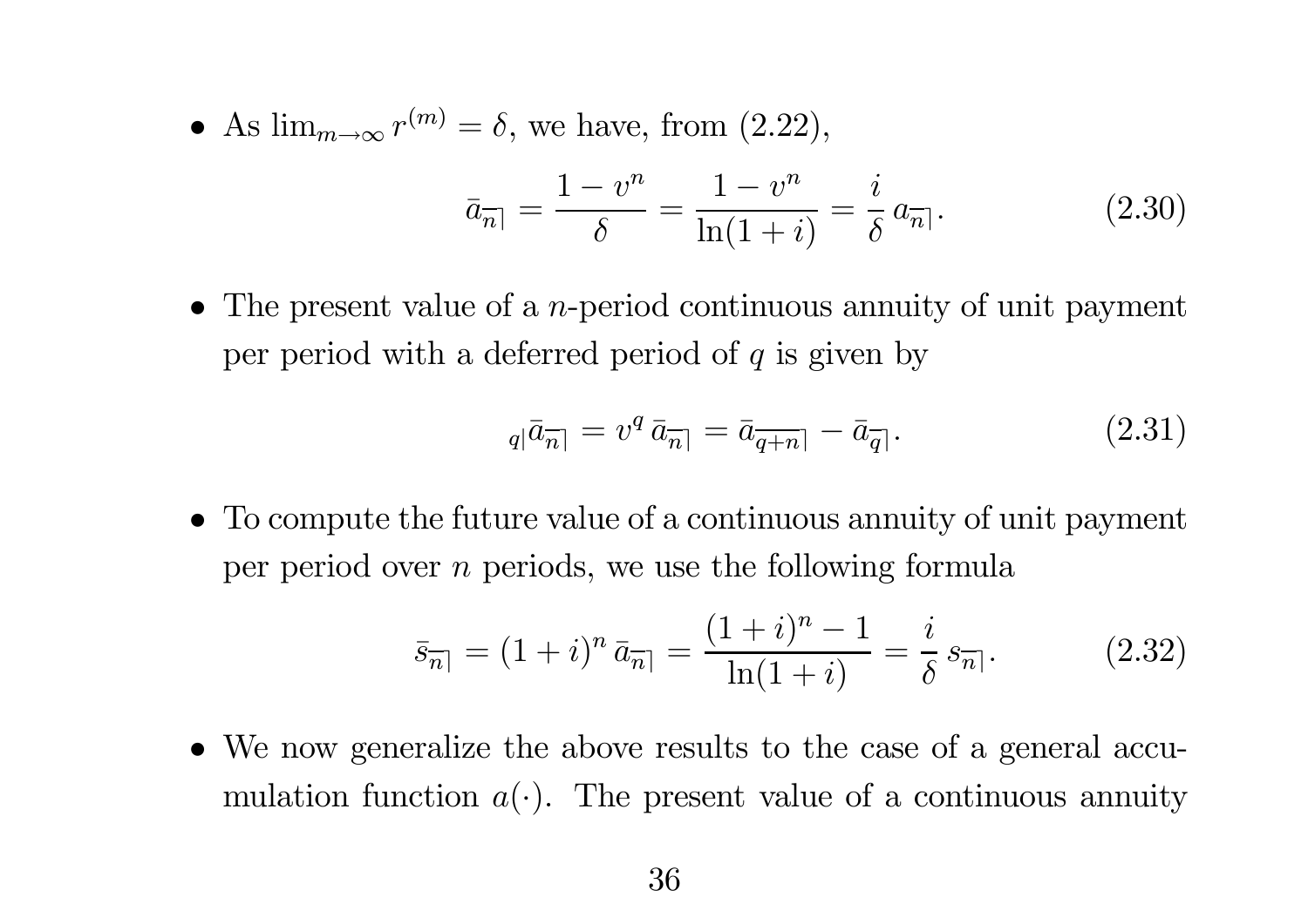- As $\lim_{m\to\infty} r^{(m)} = \delta$, we have, from (2.22),

$$\bar{a}_{\overline{n}|} = \frac{1 - v^n}{\delta} = \frac{1 - v^n}{\ln(1 + i)} = \frac{i}{\delta}\, a_{\overline{n}|}. \tag{2.30}$$

- The present value of a $n$-period continuous annuity of unit payment per period with a deferred period of $q$ is given by

$$_{q|}\bar{a}_{\overline{n}|} = v^q\, \bar{a}_{\overline{n}|} = \bar{a}_{\overline{q+n}|} - \bar{a}_{\overline{q}|}. \tag{2.31}$$

- To compute the future value of a continuous annuity of unit payment per period over $n$ periods, we use the following formula

$$\bar{s}_{\overline{n}|} = (1 + i)^n\, \bar{a}_{\overline{n}|} = \frac{(1 + i)^n - 1}{\ln(1 + i)} = \frac{i}{\delta}\, s_{\overline{n}|}. \tag{2.32}$$

- We now generalize the above results to the case of a general accumulation function $a(\cdot)$. The present value of a continuous annuity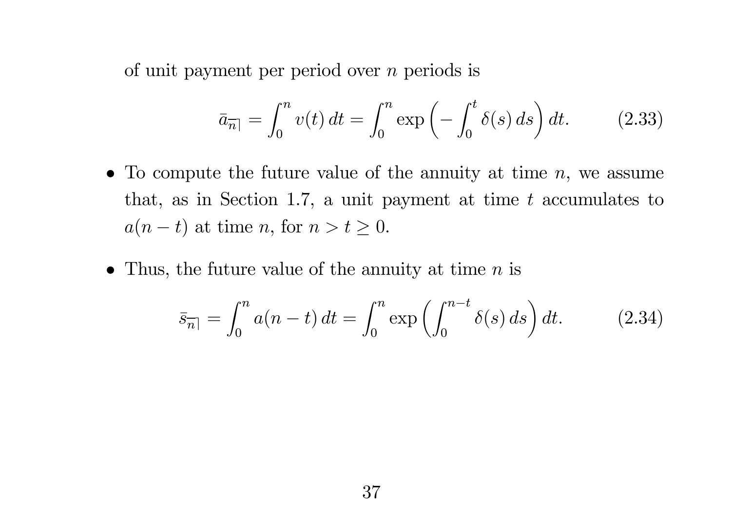of unit payment per period over $n$ periods is

$$\bar{a}_{\overline{n}|} = \int_0^n v(t)\,dt = \int_0^n \exp\left(-\int_0^t \delta(s)\,ds\right) dt. \tag{2.33}$$

- To compute the future value of the annuity at time $n$, we assume that, as in Section 1.7, a unit payment at time $t$ accumulates to $a(n-t)$ at time $n$, for $n > t \geq 0$.

- Thus, the future value of the annuity at time $n$ is

$$\bar{s}_{\overline{n}|} = \int_0^n a(n-t)\,dt = \int_0^n \exp\left(\int_0^{n-t} \delta(s)\,ds\right) dt. \tag{2.34}$$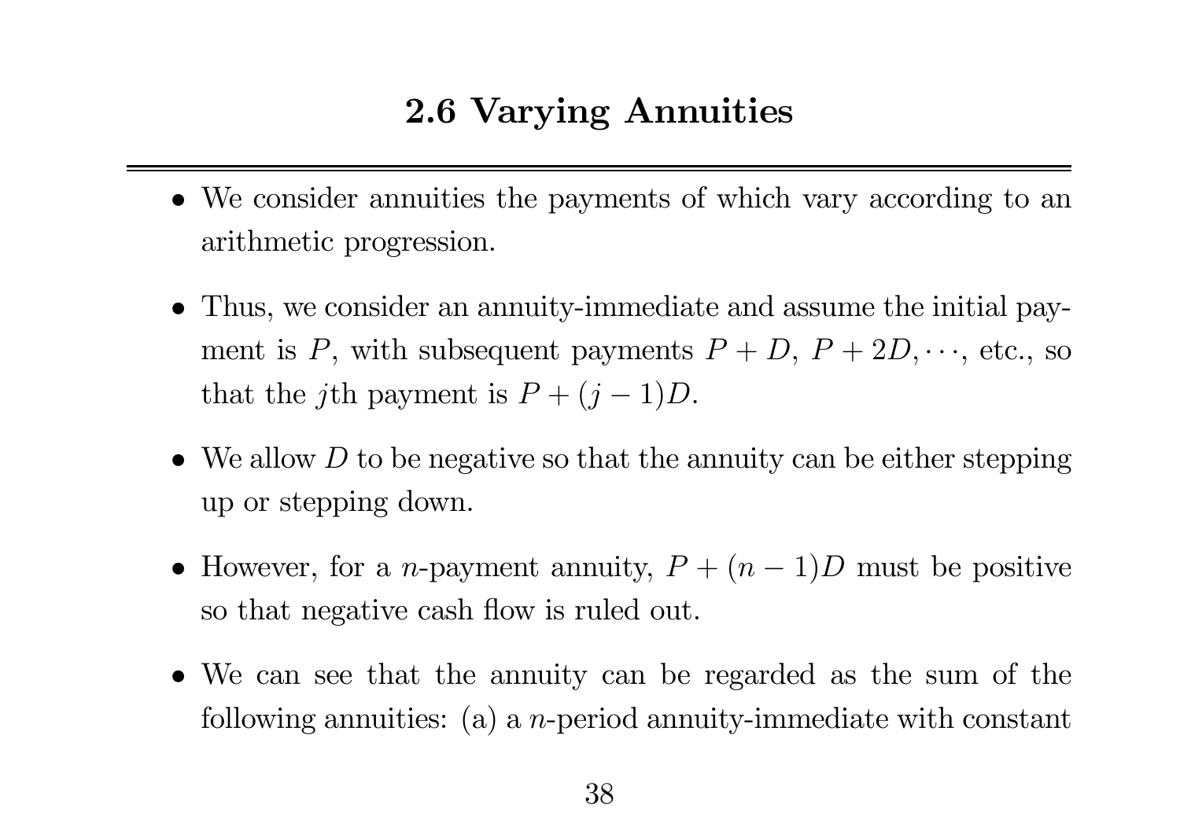## 2.6 Varying Annuities

- We consider annuities the payments of which vary according to an arithmetic progression.

- Thus, we consider an annuity-immediate and assume the initial payment is $P$, with subsequent payments $P + D$, $P + 2D, \cdots$, etc., so that the $j$th payment is $P + (j - 1)D$.

- We allow $D$ to be negative so that the annuity can be either stepping up or stepping down.

- However, for a $n$-payment annuity, $P + (n - 1)D$ must be positive so that negative cash flow is ruled out.

- We can see that the annuity can be regarded as the sum of the following annuities: (a) a $n$-period annuity-immediate with constant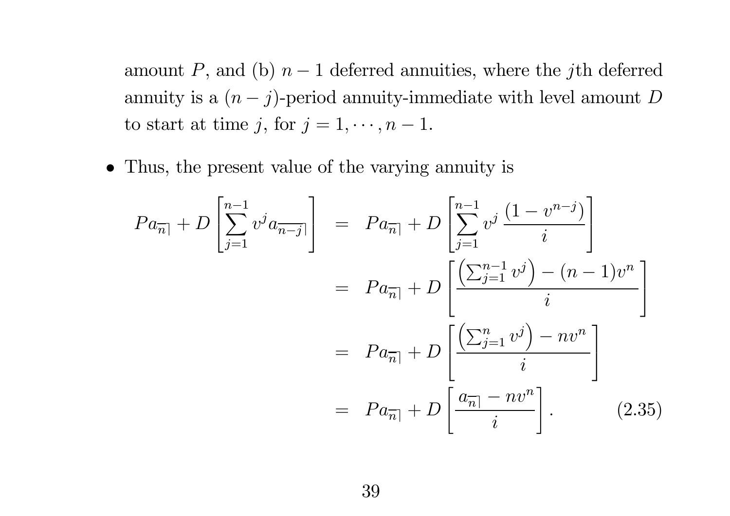amount $P$, and (b) $n-1$ deferred annuities, where the $j$th deferred annuity is a $(n-j)$-period annuity-immediate with level amount $D$ to start at time $j$, for $j = 1, \cdots, n-1$.

- Thus, the present value of the varying annuity is

$$
\begin{aligned}
Pa_{\overline{n}|} + D\left[\sum_{j=1}^{n-1} v^j a_{\overline{n-j}|}\right] &= Pa_{\overline{n}|} + D\left[\sum_{j=1}^{n-1} v^j \, \frac{(1 - v^{n-j})}{i}\right] \\
&= Pa_{\overline{n}|} + D\left[\frac{\left(\sum_{j=1}^{n-1} v^j\right) - (n-1)v^n}{i}\right] \\
&= Pa_{\overline{n}|} + D\left[\frac{\left(\sum_{j=1}^{n} v^j\right) - nv^n}{i}\right] \\
&= Pa_{\overline{n}|} + D\left[\frac{a_{\overline{n}|} - nv^n}{i}\right]. \qquad (2.35)
\end{aligned}
$$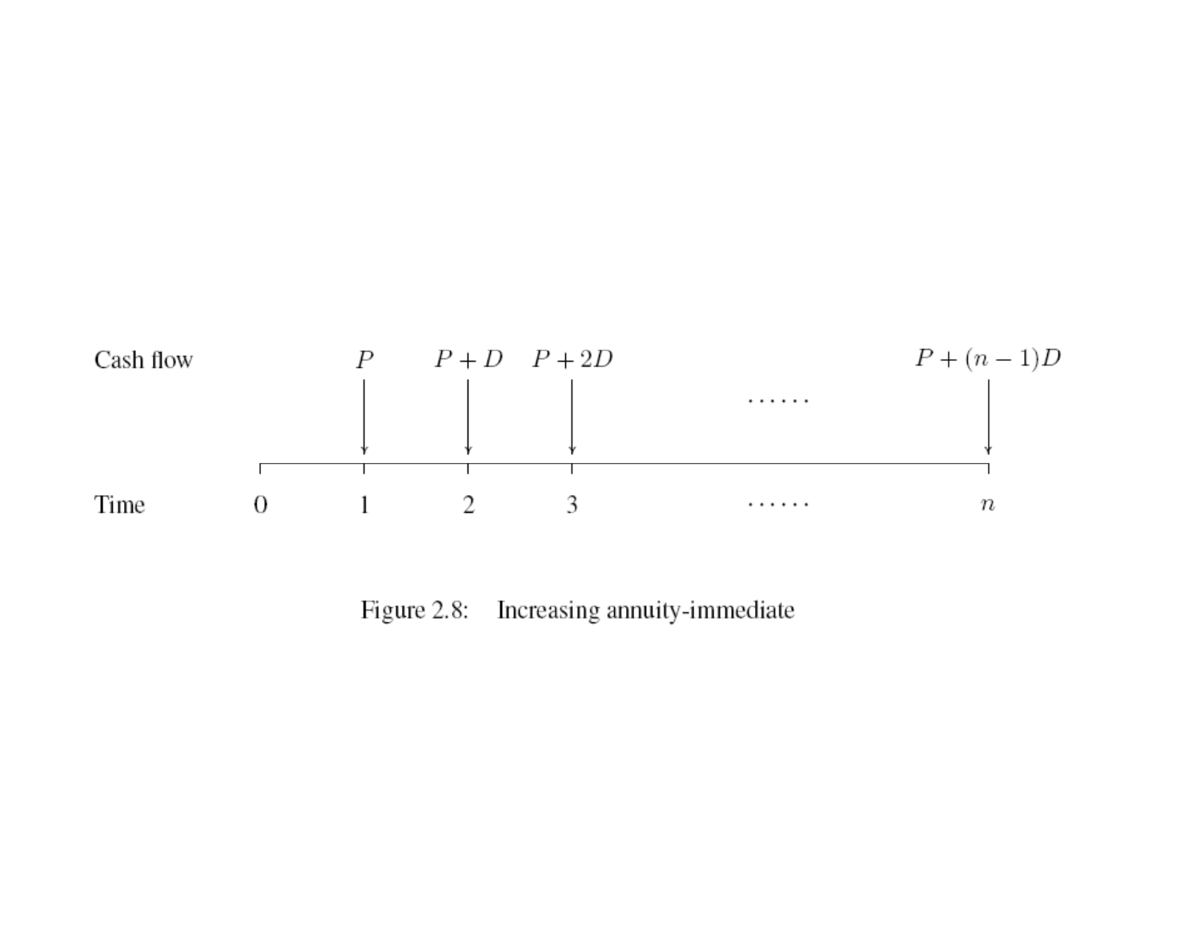| Cash flow | | $P$ | $P + D$ | $P + 2D$ | $\cdots\cdots$ | $P + (n-1)D$ |
|---|---|---|---|---|---|---|
| Time | 0 | 1 | 2 | 3 | $\cdots\cdots$ | $n$ |

Figure 2.8: Increasing annuity-immediate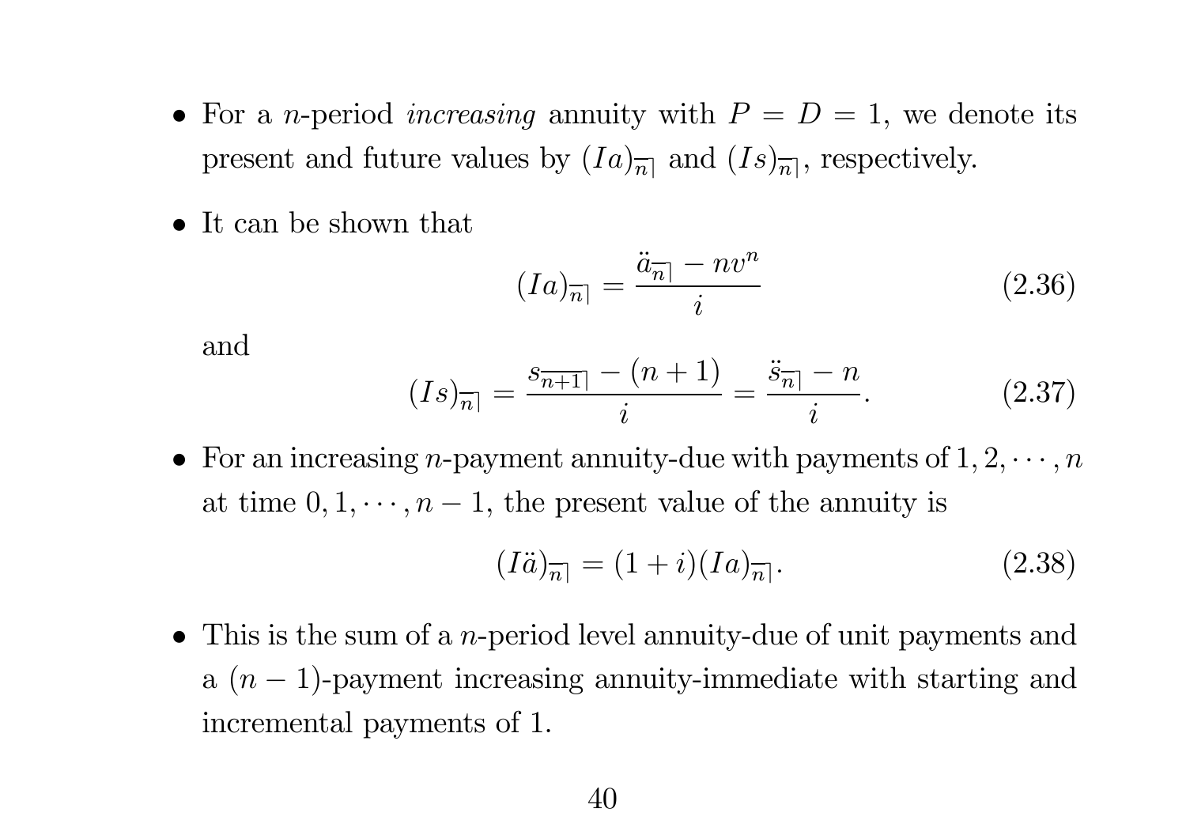- For a $n$-period *increasing* annuity with $P = D = 1$, we denote its present and future values by $(Ia)_{\overline{n}|}$ and $(Is)_{\overline{n}|}$, respectively.

- It can be shown that

$$(Ia)_{\overline{n}|} = \frac{\ddot{a}_{\overline{n}|} - nv^n}{i} \tag{2.36}$$

and

$$(Is)_{\overline{n}|} = \frac{s_{\overline{n+1}|} - (n+1)}{i} = \frac{\ddot{s}_{\overline{n}|} - n}{i}. \tag{2.37}$$

- For an increasing $n$-payment annuity-due with payments of $1, 2, \cdots, n$ at time $0, 1, \cdots, n-1$, the present value of the annuity is

$$(I\ddot{a})_{\overline{n}|} = (1+i)(Ia)_{\overline{n}|}. \tag{2.38}$$

- This is the sum of a $n$-period level annuity-due of unit payments and a $(n-1)$-payment increasing annuity-immediate with starting and incremental payments of 1.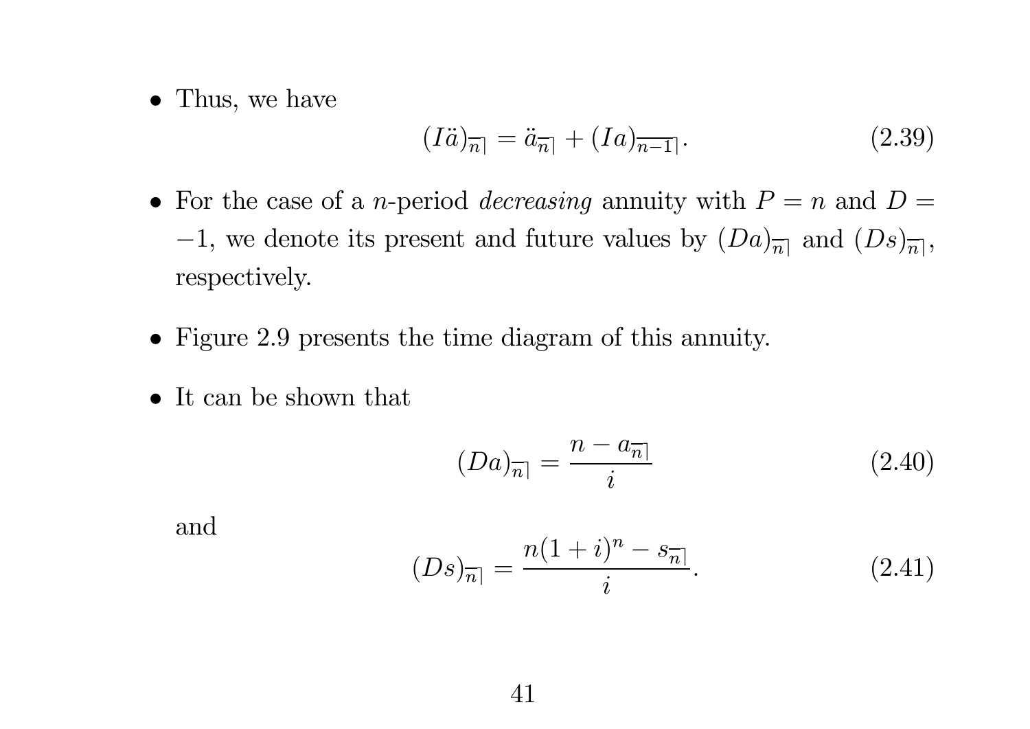- Thus, we have

$$(I\ddot{a})_{\overline{n}|} = \ddot{a}_{\overline{n}|} + (Ia)_{\overline{n-1}|}. \tag{2.39}$$

- For the case of a $n$-period *decreasing* annuity with $P = n$ and $D = -1$, we denote its present and future values by $(Da)_{\overline{n}|}$ and $(Ds)_{\overline{n}|}$, respectively.

- Figure 2.9 presents the time diagram of this annuity.

- It can be shown that

$$(Da)_{\overline{n}|} = \frac{n - a_{\overline{n}|}}{i} \tag{2.40}$$

and

$$(Ds)_{\overline{n}|} = \frac{n(1+i)^n - s_{\overline{n}|}}{i}. \tag{2.41}$$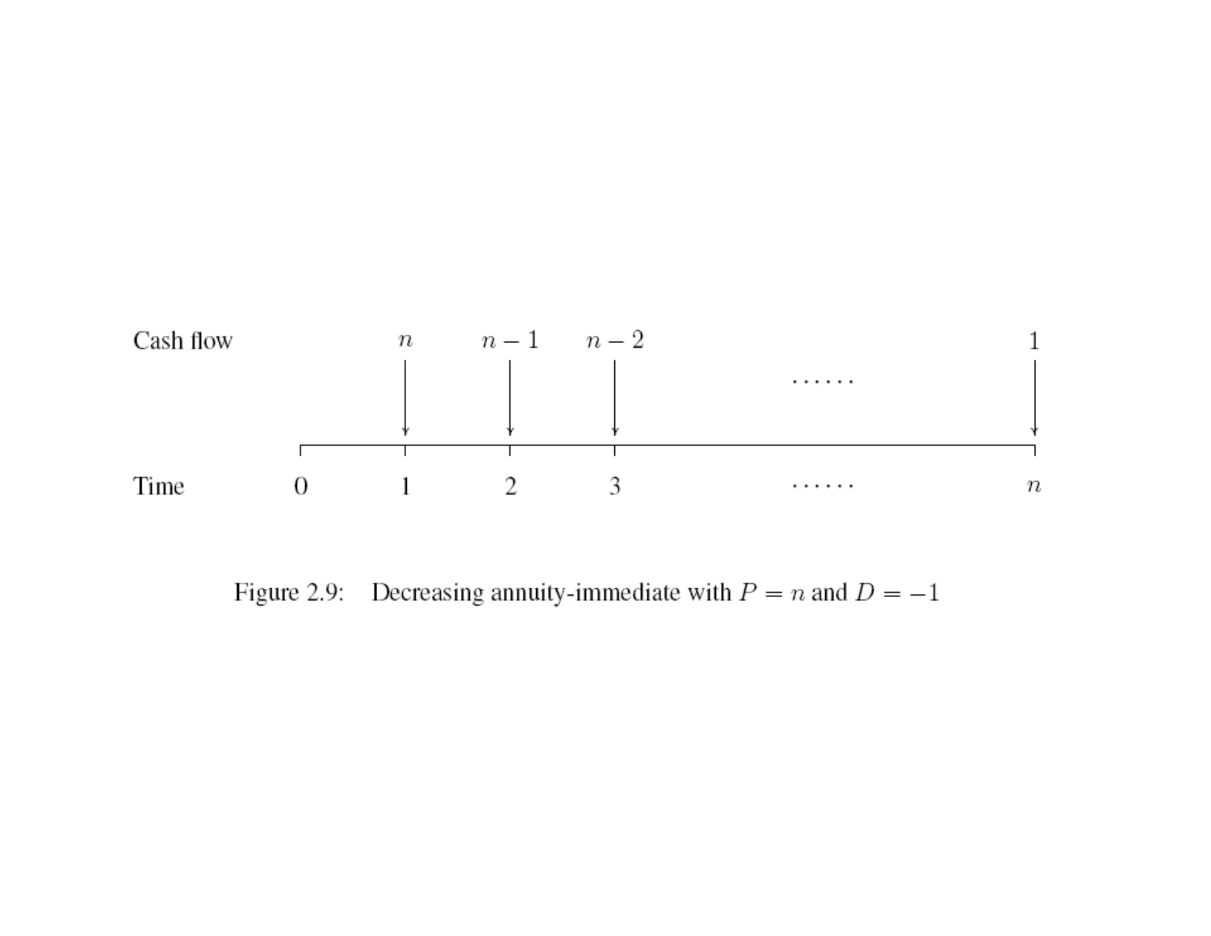| | | | | | | |
|---|---|---|---|---|---|---|
| Cash flow | | $n$ | $n-1$ | $n-2$ | $\cdots\cdots$ | $1$ |
| Time | $0$ | $1$ | $2$ | $3$ | $\cdots\cdots$ | $n$ |

Figure 2.9: Decreasing annuity-immediate with $P = n$ and $D = -1$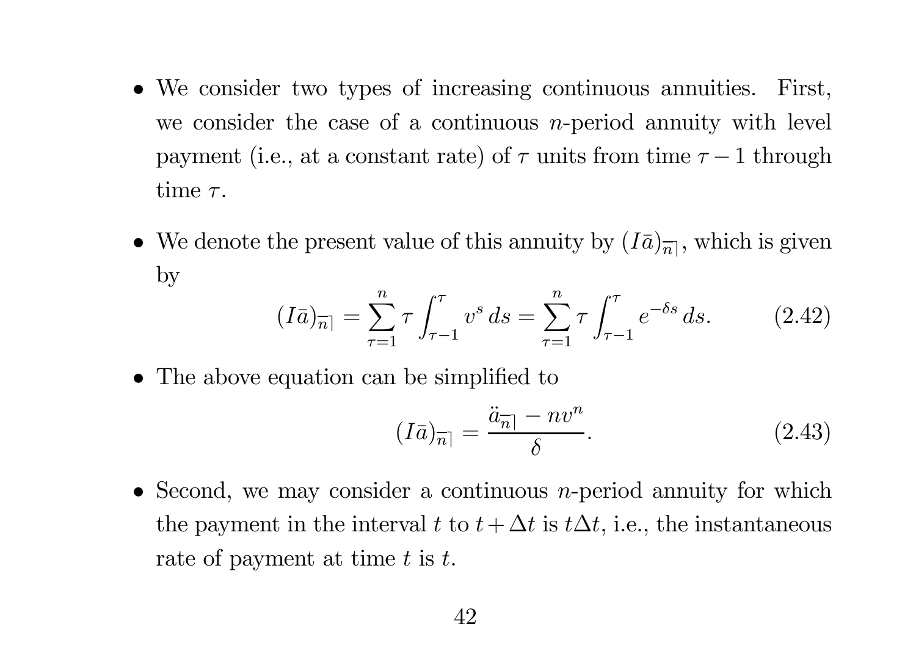- We consider two types of increasing continuous annuities. First, we consider the case of a continuous $n$-period annuity with level payment (i.e., at a constant rate) of $\tau$ units from time $\tau - 1$ through time $\tau$.

- We denote the present value of this annuity by $(I\bar{a})_{\overline{n}|}$, which is given by

$$(I\bar{a})_{\overline{n}|} = \sum_{\tau=1}^{n} \tau \int_{\tau-1}^{\tau} v^s \, ds = \sum_{\tau=1}^{n} \tau \int_{\tau-1}^{\tau} e^{-\delta s} \, ds. \tag{2.42}$$

- The above equation can be simplified to

$$(I\bar{a})_{\overline{n}|} = \frac{\ddot{a}_{\overline{n}|} - nv^n}{\delta}. \tag{2.43}$$

- Second, we may consider a continuous $n$-period annuity for which the payment in the interval $t$ to $t + \Delta t$ is $t\Delta t$, i.e., the instantaneous rate of payment at time $t$ is $t$.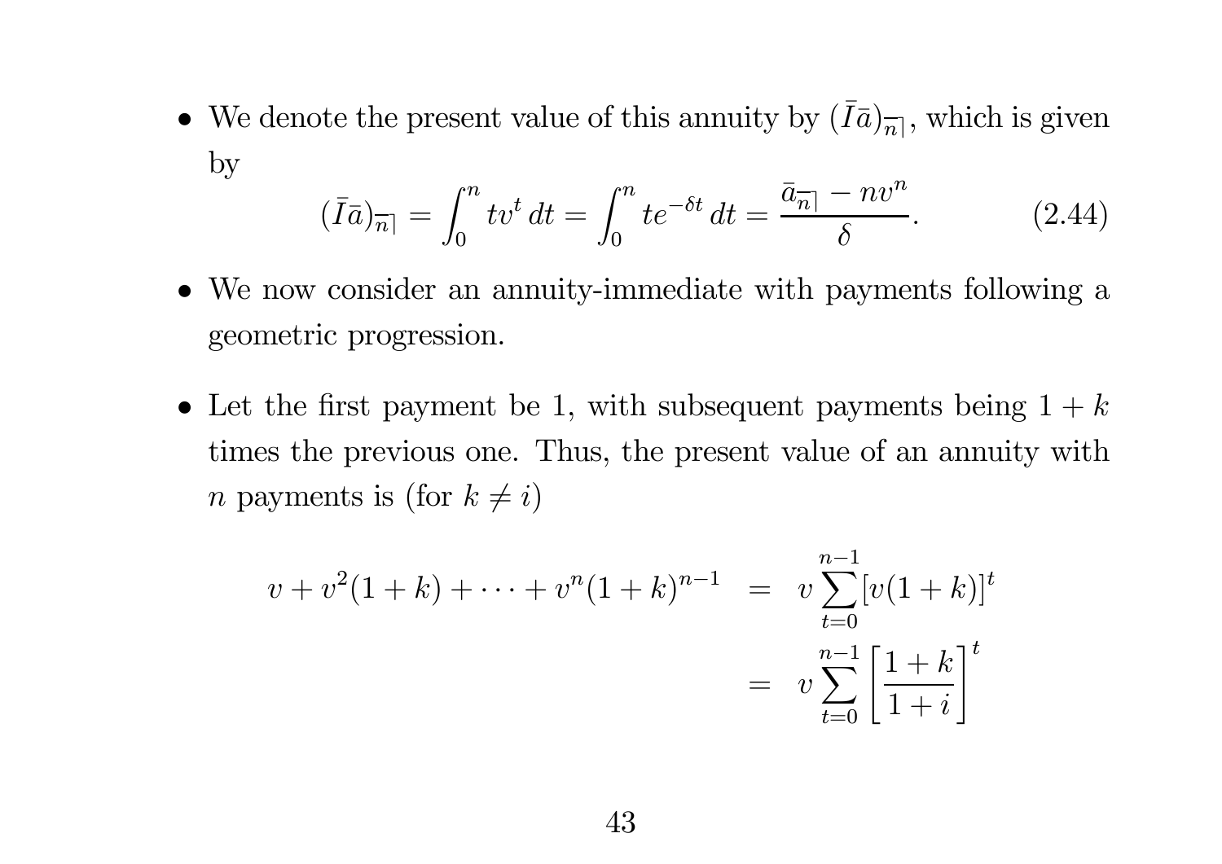- We denote the present value of this annuity by $(\bar{I}\bar{a})_{\overline{n}|}$, which is given by

$$(\bar{I}\bar{a})_{\overline{n}|} = \int_0^n t v^t \, dt = \int_0^n t e^{-\delta t} \, dt = \frac{\bar{a}_{\overline{n}|} - n v^n}{\delta}. \tag{2.44}$$

- We now consider an annuity-immediate with payments following a geometric progression.

- Let the first payment be 1, with subsequent payments being $1 + k$ times the previous one. Thus, the present value of an annuity with $n$ payments is (for $k \neq i$)

$$\begin{aligned} v + v^2(1+k) + \cdots + v^n(1+k)^{n-1} &= v \sum_{t=0}^{n-1} [v(1+k)]^t \\ &= v \sum_{t=0}^{n-1} \left[ \frac{1+k}{1+i} \right]^t \end{aligned}$$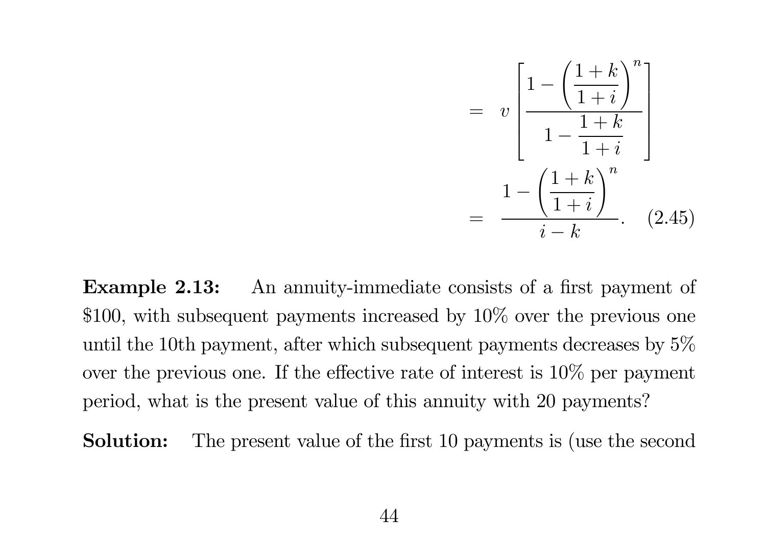$$
\begin{aligned}
&= v\left[\frac{1-\left(\dfrac{1+k}{1+i}\right)^n}{1-\dfrac{1+k}{1+i}}\right] \\
&= \frac{1-\left(\dfrac{1+k}{1+i}\right)^n}{i-k}. \quad (2.45)
\end{aligned}
$$

**Example 2.13:** An annuity-immediate consists of a first payment of \$100, with subsequent payments increased by 10% over the previous one until the 10th payment, after which subsequent payments decreases by 5% over the previous one. If the effective rate of interest is 10% per payment period, what is the present value of this annuity with 20 payments?

**Solution:** The present value of the first 10 payments is (use the second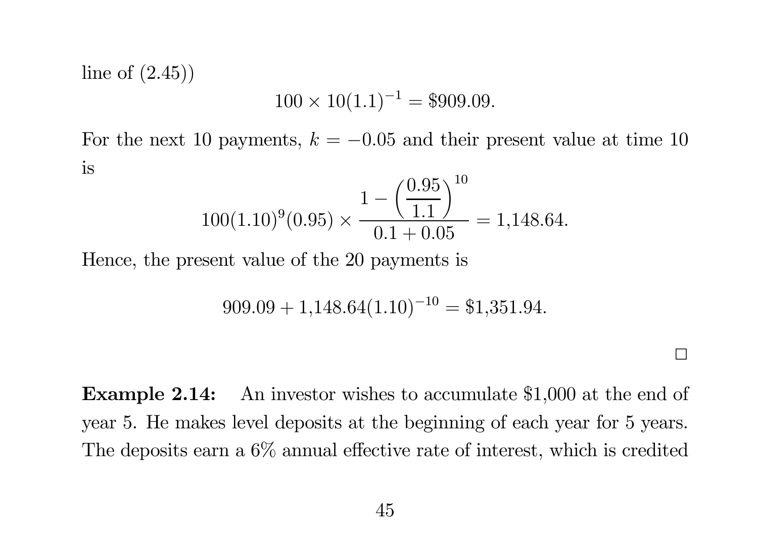line of (2.45))

$$100 \times 10(1.1)^{-1} = \$909.09.$$

For the next 10 payments, $k = -0.05$ and their present value at time 10 is

$$100(1.10)^9(0.95) \times \frac{1 - \left(\dfrac{0.95}{1.1}\right)^{10}}{0.1 + 0.05} = 1{,}148.64.$$

Hence, the present value of the 20 payments is

$$909.09 + 1{,}148.64(1.10)^{-10} = \$1{,}351.94.$$

□

**Example 2.14:** An investor wishes to accumulate \$1,000 at the end of year 5. He makes level deposits at the beginning of each year for 5 years. The deposits earn a 6% annual effective rate of interest, which is credited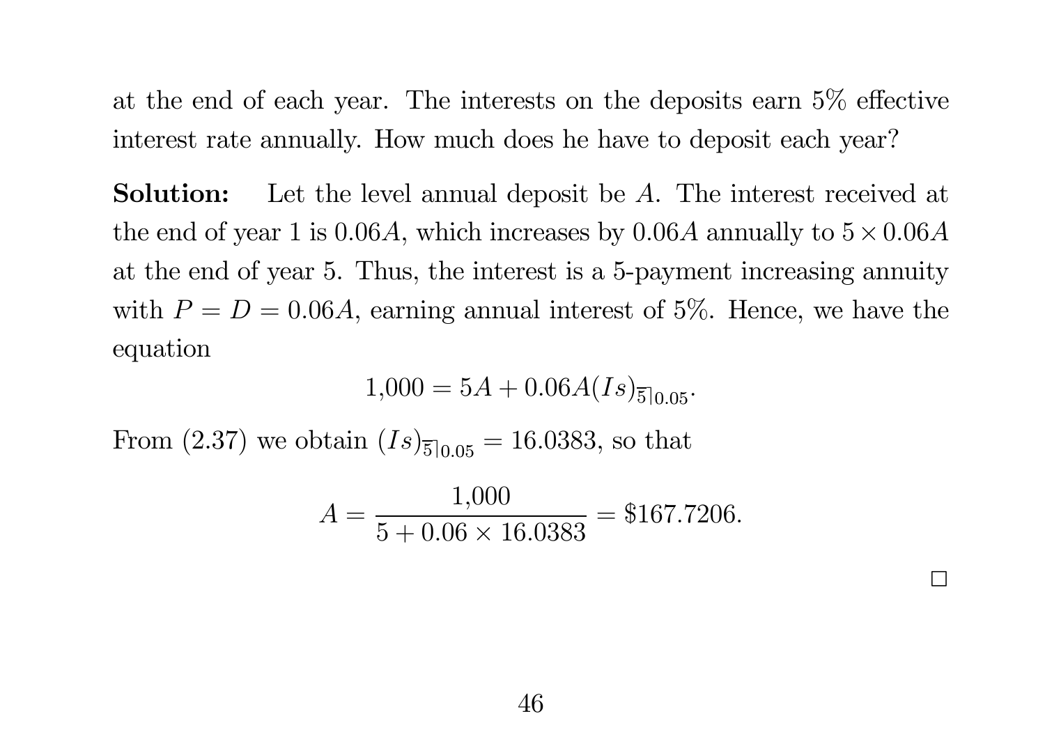at the end of each year. The interests on the deposits earn 5% effective interest rate annually. How much does he have to deposit each year?

**Solution:** Let the level annual deposit be $A$. The interest received at the end of year 1 is $0.06A$, which increases by $0.06A$ annually to $5 \times 0.06A$ at the end of year 5. Thus, the interest is a 5-payment increasing annuity with $P = D = 0.06A$, earning annual interest of 5%. Hence, we have the equation

$$1{,}000 = 5A + 0.06A(Is)_{\overline{5}|0.05}.$$

From (2.37) we obtain $(Is)_{\overline{5}|0.05} = 16.0383$, so that

$$A = \frac{1{,}000}{5 + 0.06 \times 16.0383} = \$167.7206.$$

□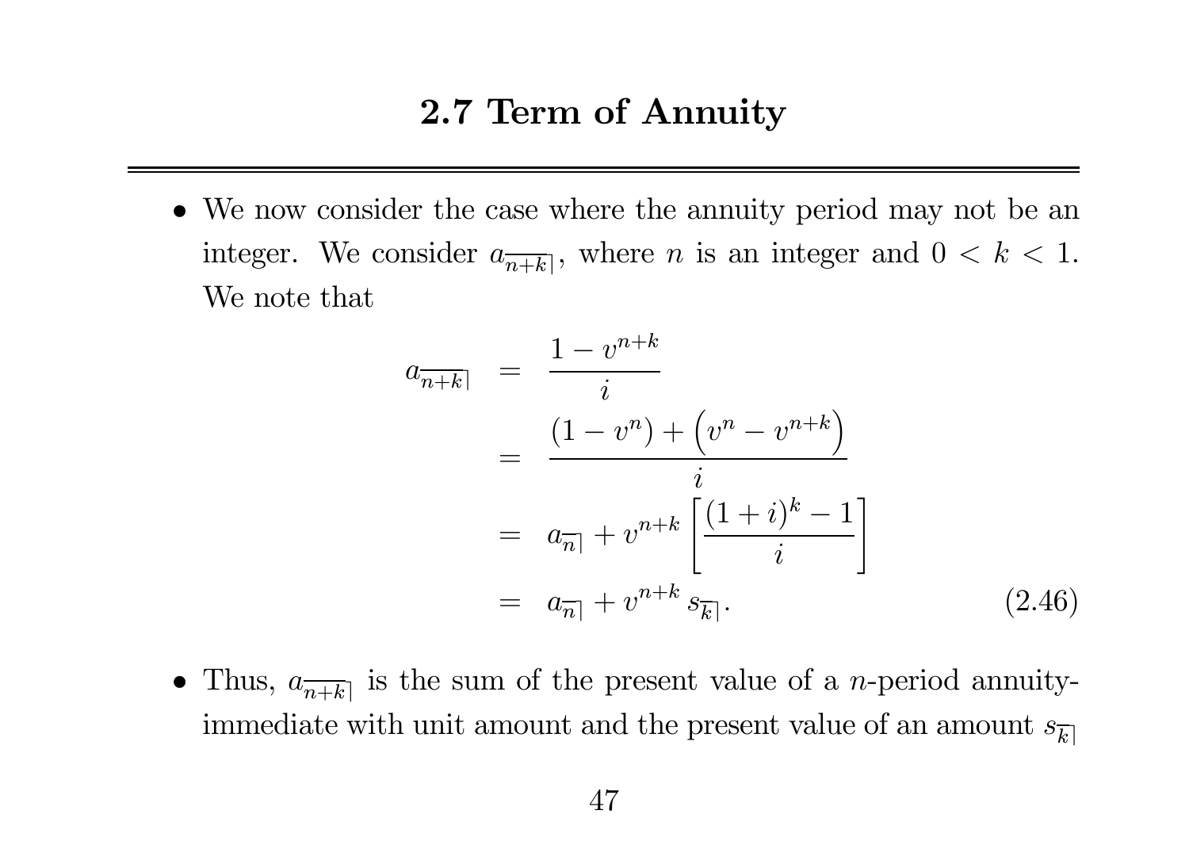## 2.7 Term of Annuity

- We now consider the case where the annuity period may not be an integer. We consider $a_{\overline{n+k}|}$, where $n$ is an integer and $0 < k < 1$. We note that

$$
\begin{aligned}
a_{\overline{n+k}|} &= \frac{1 - v^{n+k}}{i} \\
&= \frac{(1 - v^n) + \left(v^n - v^{n+k}\right)}{i} \\
&= a_{\overline{n}|} + v^{n+k} \left[\frac{(1+i)^k - 1}{i}\right] \\
&= a_{\overline{n}|} + v^{n+k}\, s_{\overline{k}|}. \qquad (2.46)
\end{aligned}
$$

- Thus, $a_{\overline{n+k}|}$ is the sum of the present value of a $n$-period annuity-immediate with unit amount and the present value of an amount $s_{\overline{k}|}$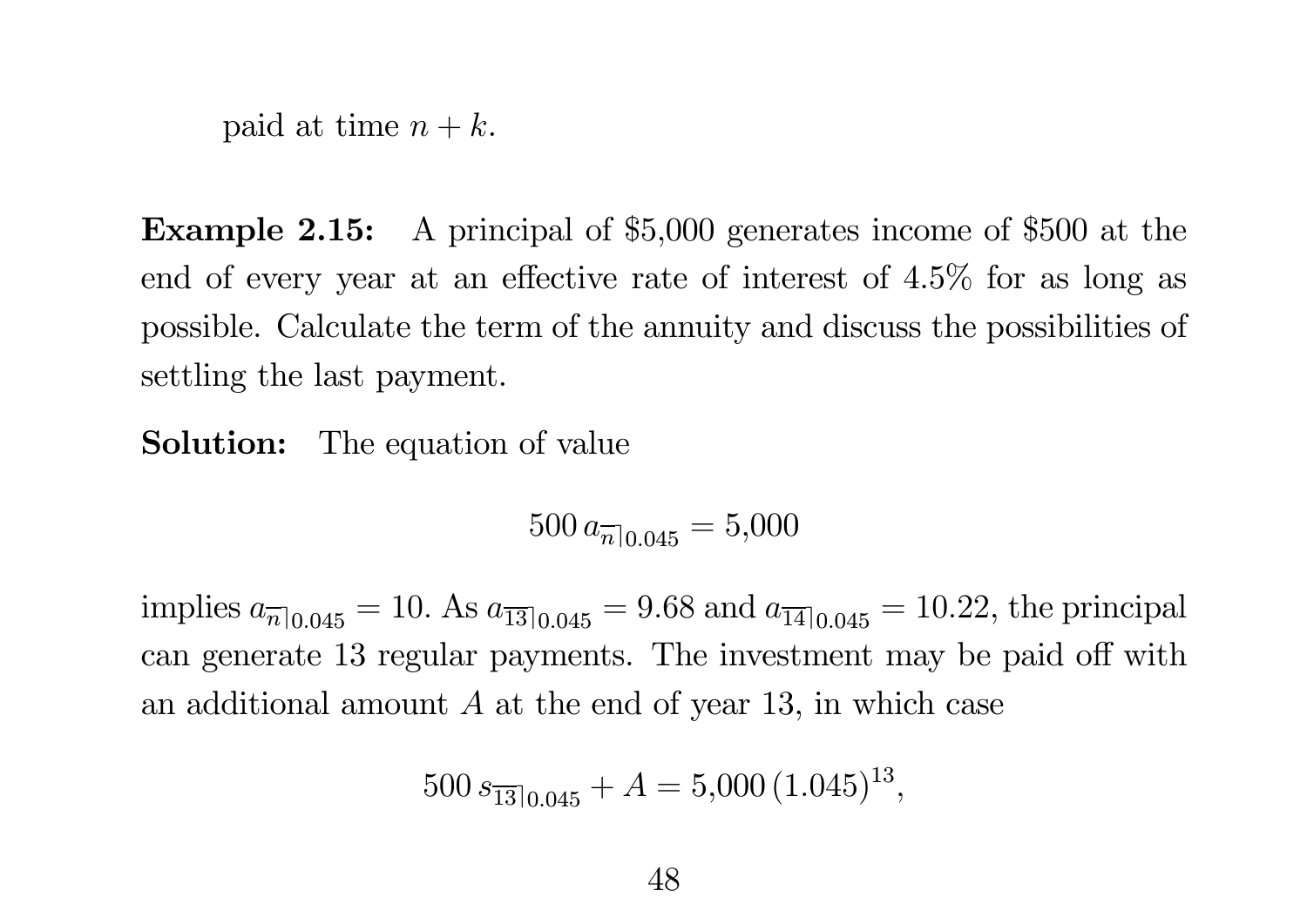paid at time $n + k$.

**Example 2.15:** A principal of \$5,000 generates income of \$500 at the end of every year at an effective rate of interest of 4.5% for as long as possible. Calculate the term of the annuity and discuss the possibilities of settling the last payment.

**Solution:** The equation of value

$$500\, a_{\overline{n}|0.045} = 5{,}000$$

implies $a_{\overline{n}|0.045} = 10$. As $a_{\overline{13}|0.045} = 9.68$ and $a_{\overline{14}|0.045} = 10.22$, the principal can generate 13 regular payments. The investment may be paid off with an additional amount $A$ at the end of year 13, in which case

$$500\, s_{\overline{13}|0.045} + A = 5{,}000\,(1.045)^{13},$$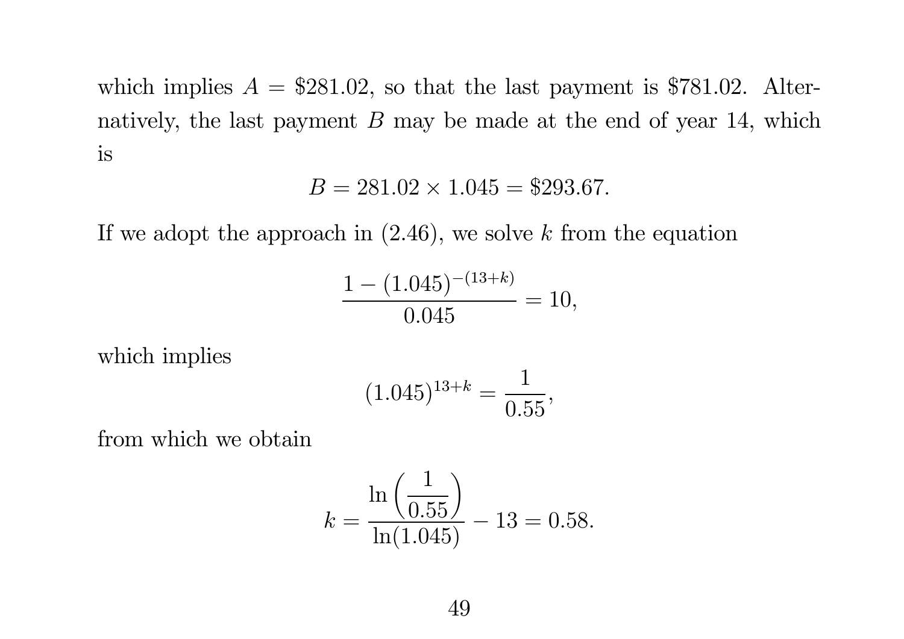which implies $A = \$281.02$, so that the last payment is \$781.02. Alternatively, the last payment $B$ may be made at the end of year 14, which is

$$B = 281.02 \times 1.045 = \$293.67.$$

If we adopt the approach in (2.46), we solve $k$ from the equation

$$\frac{1 - (1.045)^{-(13+k)}}{0.045} = 10,$$

which implies

$$(1.045)^{13+k} = \frac{1}{0.55},$$

from which we obtain

$$k = \frac{\ln\left(\dfrac{1}{0.55}\right)}{\ln(1.045)} - 13 = 0.58.$$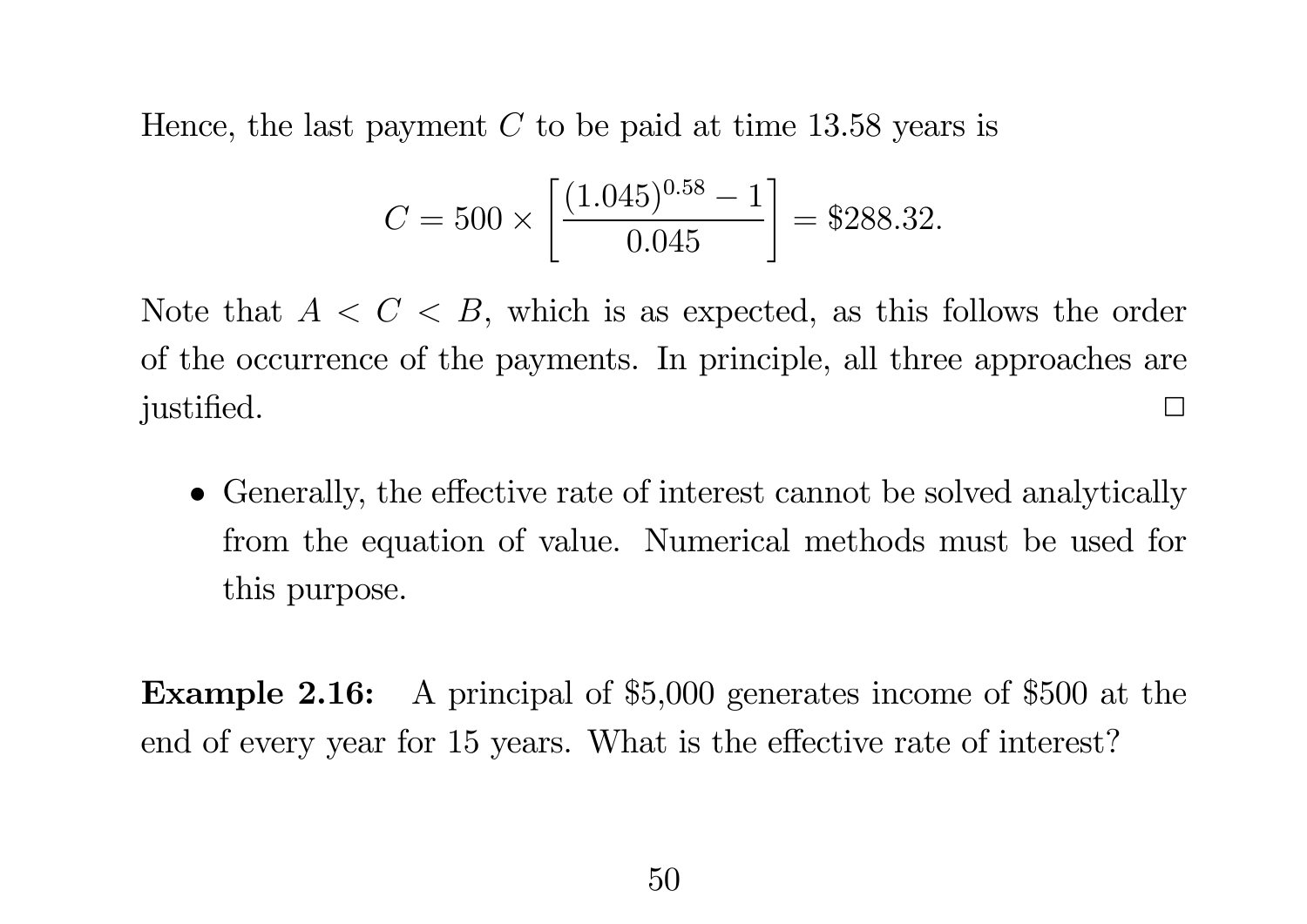Hence, the last payment $C$ to be paid at time 13.58 years is

$$C = 500 \times \left[ \frac{(1.045)^{0.58} - 1}{0.045} \right] = \$288.32.$$

Note that $A < C < B$, which is as expected, as this follows the order of the occurrence of the payments. In principle, all three approaches are justified. □

- Generally, the effective rate of interest cannot be solved analytically from the equation of value. Numerical methods must be used for this purpose.

**Example 2.16:** A principal of \$5,000 generates income of \$500 at the end of every year for 15 years. What is the effective rate of interest?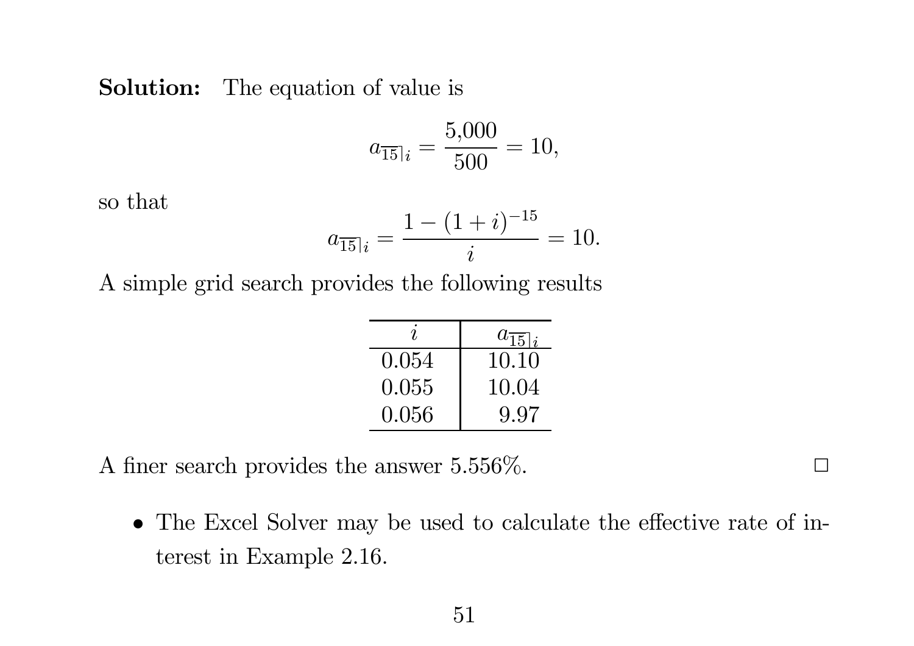**Solution:** The equation of value is

$$a_{\overline{15}|i} = \frac{5{,}000}{500} = 10,$$

so that

$$a_{\overline{15}|i} = \frac{1 - (1+i)^{-15}}{i} = 10.$$

A simple grid search provides the following results

| $i$ | $a_{\overline{15}\rceil i}$ |
|---|---|
| 0.054 | 10.10 |
| 0.055 | 10.04 |
| 0.056 | 9.97 |

A finer search provides the answer 5.556%. □

- The Excel Solver may be used to calculate the effective rate of interest in Example 2.16.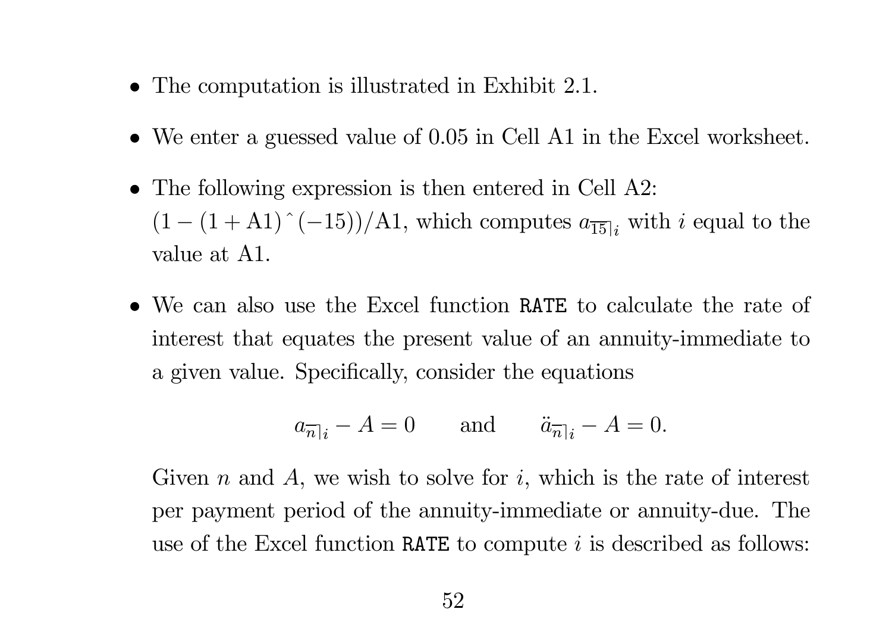- The computation is illustrated in Exhibit 2.1.
- We enter a guessed value of 0.05 in Cell A1 in the Excel worksheet.
- The following expression is then entered in Cell A2: $(1-(1+\text{A1})\,\hat{}\,(-15))/\text{A1}$, which computes $a_{\overline{15}|i}$ with $i$ equal to the value at A1.
- We can also use the Excel function `RATE` to calculate the rate of interest that equates the present value of an annuity-immediate to a given value. Specifically, consider the equations

$$a_{\overline{n}|i} - A = 0 \qquad \text{and} \qquad \ddot{a}_{\overline{n}|i} - A = 0.$$

Given $n$ and $A$, we wish to solve for $i$, which is the rate of interest per payment period of the annuity-immediate or annuity-due. The use of the Excel function `RATE` to compute $i$ is described as follows: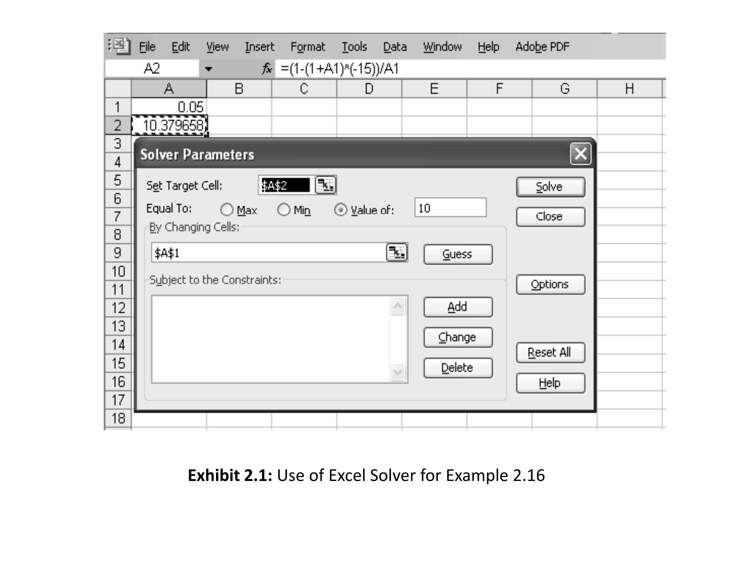**Exhibit 2.1:** Use of Excel Solver for Example 2.16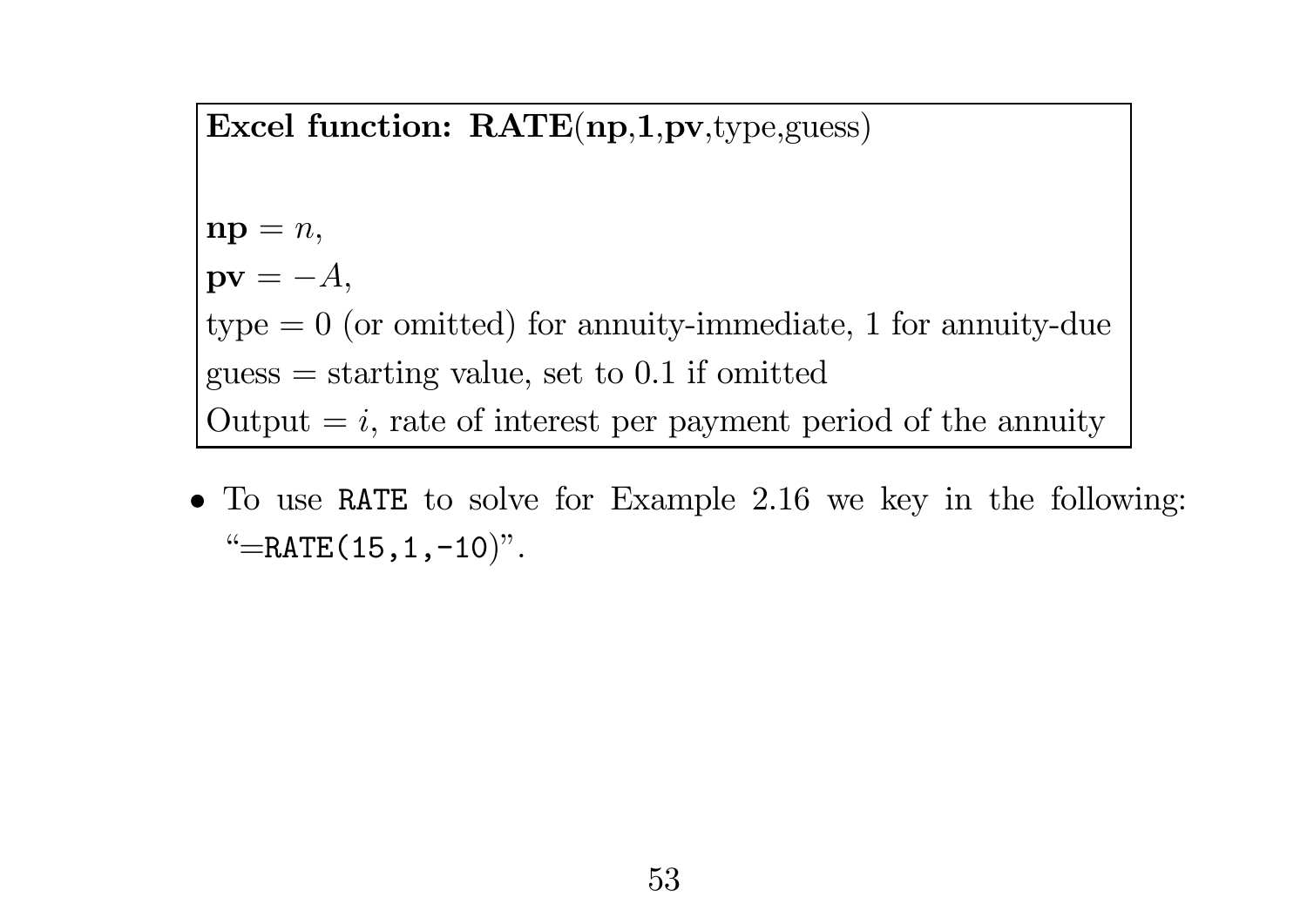**Excel function: RATE(np,1,pv,type,guess)**

**np** $= n$,
**pv** $= -A$,
type $= 0$ (or omitted) for annuity-immediate, 1 for annuity-due
guess = starting value, set to 0.1 if omitted
Output $= i$, rate of interest per payment period of the annuity

- To use `RATE` to solve for Example 2.16 we key in the following: "`=RATE(15,1,-10)`".